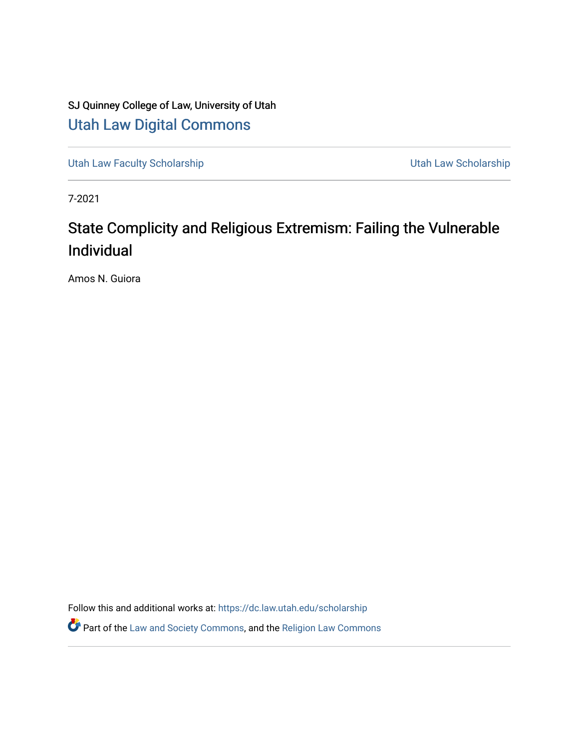SJ Quinney College of Law, University of Utah

## Utah Law Digital Commons

Utah Law Faculty Scholarship | Utah Law Scholarship

7-2021

# State Complicity and Religious Extremism: Failing the Vulnerable Individual

Amos N. Guiora

Follow this and additional works at: https://dc.law.utah.edu/scholarship

Part of the Law and Society Commons, and the Religion Law Commons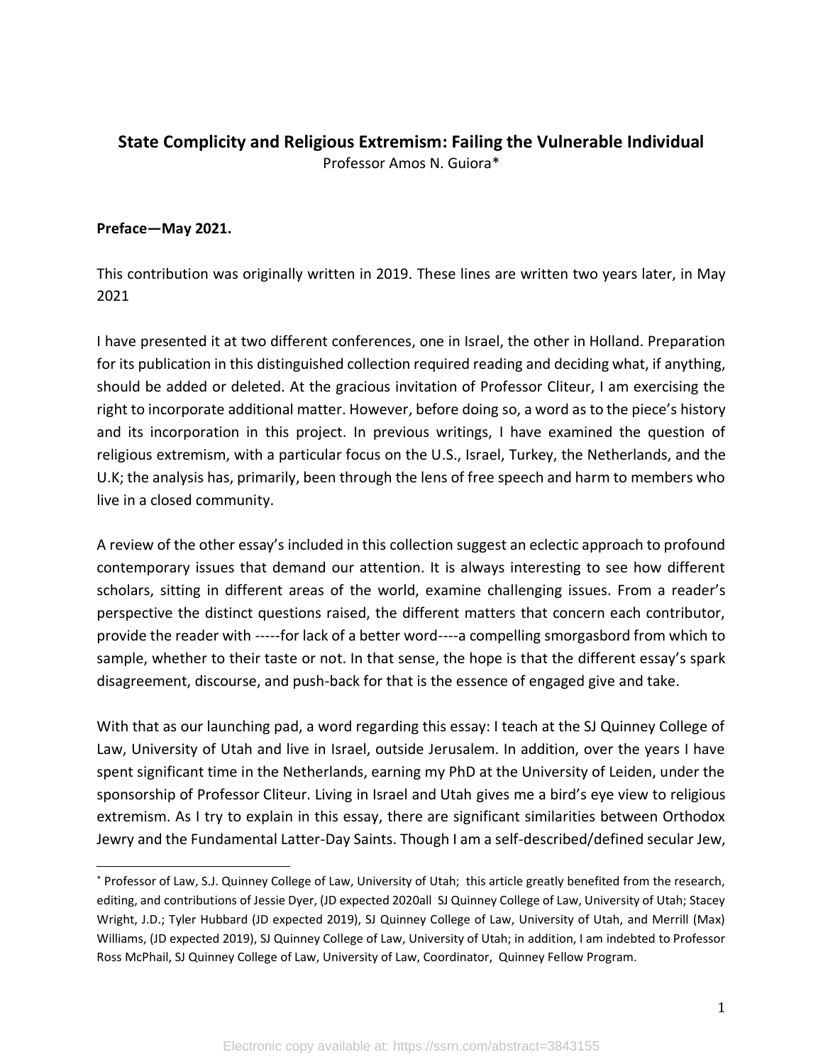**State Complicity and Religious Extremism: Failing the Vulnerable Individual**

Professor Amos N. Guiora*

**Preface—May 2021.**

This contribution was originally written in 2019. These lines are written two years later, in May 2021

I have presented it at two different conferences, one in Israel, the other in Holland. Preparation for its publication in this distinguished collection required reading and deciding what, if anything, should be added or deleted. At the gracious invitation of Professor Cliteur, I am exercising the right to incorporate additional matter. However, before doing so, a word as to the piece's history and its incorporation in this project. In previous writings, I have examined the question of religious extremism, with a particular focus on the U.S., Israel, Turkey, the Netherlands, and the U.K; the analysis has, primarily, been through the lens of free speech and harm to members who live in a closed community.

A review of the other essay's included in this collection suggest an eclectic approach to profound contemporary issues that demand our attention. It is always interesting to see how different scholars, sitting in different areas of the world, examine challenging issues. From a reader's perspective the distinct questions raised, the different matters that concern each contributor, provide the reader with -----for lack of a better word----a compelling smorgasbord from which to sample, whether to their taste or not. In that sense, the hope is that the different essay's spark disagreement, discourse, and push-back for that is the essence of engaged give and take.

With that as our launching pad, a word regarding this essay: I teach at the SJ Quinney College of Law, University of Utah and live in Israel, outside Jerusalem. In addition, over the years I have spent significant time in the Netherlands, earning my PhD at the University of Leiden, under the sponsorship of Professor Cliteur. Living in Israel and Utah gives me a bird's eye view to religious extremism. As I try to explain in this essay, there are significant similarities between Orthodox Jewry and the Fundamental Latter-Day Saints. Though I am a self-described/defined secular Jew,

---

* Professor of Law, S.J. Quinney College of Law, University of Utah; this article greatly benefited from the research, editing, and contributions of Jessie Dyer, (JD expected 2020all SJ Quinney College of Law, University of Utah; Stacey Wright, J.D.; Tyler Hubbard (JD expected 2019), SJ Quinney College of Law, University of Utah, and Merrill (Max) Williams, (JD expected 2019), SJ Quinney College of Law, University of Utah; in addition, I am indebted to Professor Ross McPhail, SJ Quinney College of Law, University of Law, Coordinator, Quinney Fellow Program.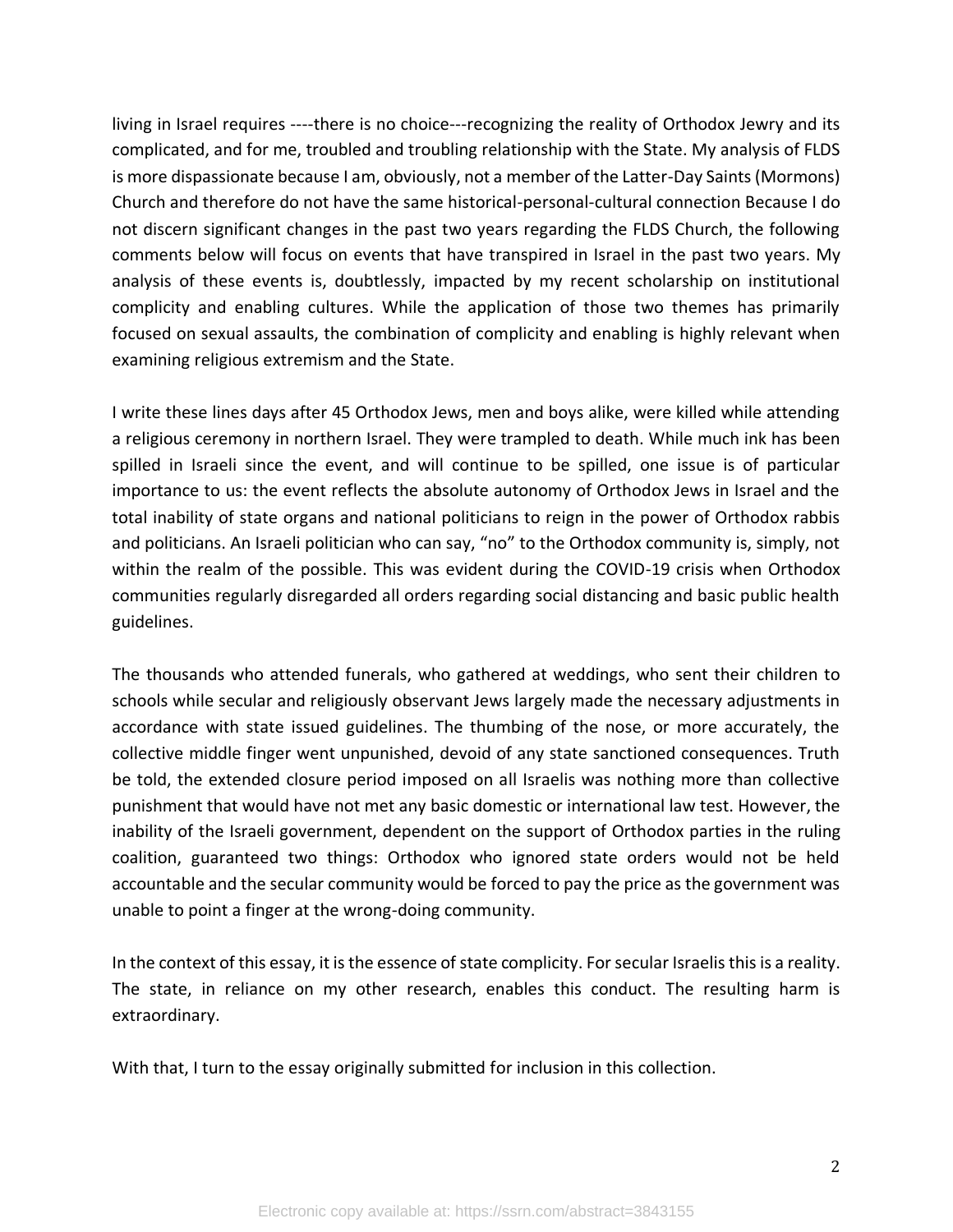living in Israel requires ----there is no choice---recognizing the reality of Orthodox Jewry and its complicated, and for me, troubled and troubling relationship with the State. My analysis of FLDS is more dispassionate because I am, obviously, not a member of the Latter-Day Saints (Mormons) Church and therefore do not have the same historical-personal-cultural connection Because I do not discern significant changes in the past two years regarding the FLDS Church, the following comments below will focus on events that have transpired in Israel in the past two years. My analysis of these events is, doubtlessly, impacted by my recent scholarship on institutional complicity and enabling cultures. While the application of those two themes has primarily focused on sexual assaults, the combination of complicity and enabling is highly relevant when examining religious extremism and the State.

I write these lines days after 45 Orthodox Jews, men and boys alike, were killed while attending a religious ceremony in northern Israel. They were trampled to death. While much ink has been spilled in Israeli since the event, and will continue to be spilled, one issue is of particular importance to us: the event reflects the absolute autonomy of Orthodox Jews in Israel and the total inability of state organs and national politicians to reign in the power of Orthodox rabbis and politicians. An Israeli politician who can say, "no" to the Orthodox community is, simply, not within the realm of the possible. This was evident during the COVID-19 crisis when Orthodox communities regularly disregarded all orders regarding social distancing and basic public health guidelines.

The thousands who attended funerals, who gathered at weddings, who sent their children to schools while secular and religiously observant Jews largely made the necessary adjustments in accordance with state issued guidelines. The thumbing of the nose, or more accurately, the collective middle finger went unpunished, devoid of any state sanctioned consequences. Truth be told, the extended closure period imposed on all Israelis was nothing more than collective punishment that would have not met any basic domestic or international law test. However, the inability of the Israeli government, dependent on the support of Orthodox parties in the ruling coalition, guaranteed two things: Orthodox who ignored state orders would not be held accountable and the secular community would be forced to pay the price as the government was unable to point a finger at the wrong-doing community.

In the context of this essay, it is the essence of state complicity. For secular Israelis this is a reality. The state, in reliance on my other research, enables this conduct. The resulting harm is extraordinary.

With that, I turn to the essay originally submitted for inclusion in this collection.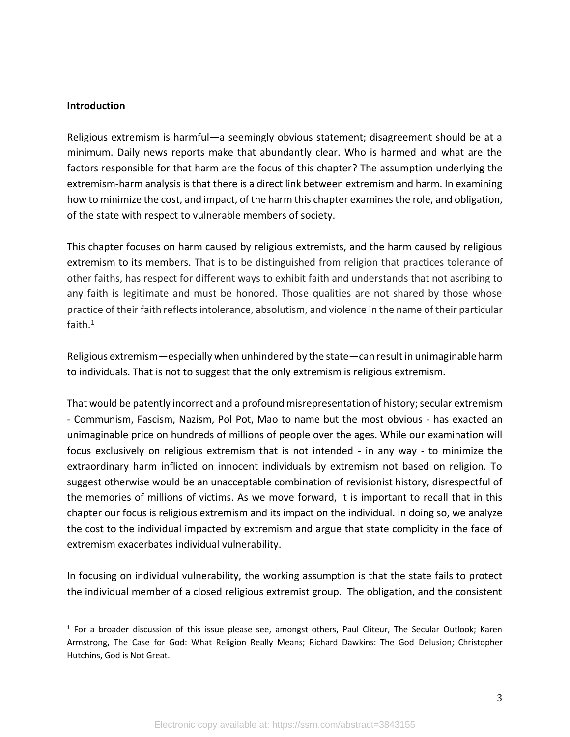**Introduction**

Religious extremism is harmful—a seemingly obvious statement; disagreement should be at a minimum. Daily news reports make that abundantly clear. Who is harmed and what are the factors responsible for that harm are the focus of this chapter? The assumption underlying the extremism-harm analysis is that there is a direct link between extremism and harm. In examining how to minimize the cost, and impact, of the harm this chapter examines the role, and obligation, of the state with respect to vulnerable members of society.

This chapter focuses on harm caused by religious extremists, and the harm caused by religious extremism to its members. That is to be distinguished from religion that practices tolerance of other faiths, has respect for different ways to exhibit faith and understands that not ascribing to any faith is legitimate and must be honored. Those qualities are not shared by those whose practice of their faith reflects intolerance, absolutism, and violence in the name of their particular faith.[1]

Religious extremism—especially when unhindered by the state—can result in unimaginable harm to individuals. That is not to suggest that the only extremism is religious extremism.

That would be patently incorrect and a profound misrepresentation of history; secular extremism - Communism, Fascism, Nazism, Pol Pot, Mao to name but the most obvious - has exacted an unimaginable price on hundreds of millions of people over the ages. While our examination will focus exclusively on religious extremism that is not intended - in any way - to minimize the extraordinary harm inflicted on innocent individuals by extremism not based on religion. To suggest otherwise would be an unacceptable combination of revisionist history, disrespectful of the memories of millions of victims. As we move forward, it is important to recall that in this chapter our focus is religious extremism and its impact on the individual. In doing so, we analyze the cost to the individual impacted by extremism and argue that state complicity in the face of extremism exacerbates individual vulnerability.

In focusing on individual vulnerability, the working assumption is that the state fails to protect the individual member of a closed religious extremist group. The obligation, and the consistent

[1] For a broader discussion of this issue please see, amongst others, Paul Cliteur, The Secular Outlook; Karen Armstrong, The Case for God: What Religion Really Means; Richard Dawkins: The God Delusion; Christopher Hutchins, God is Not Great.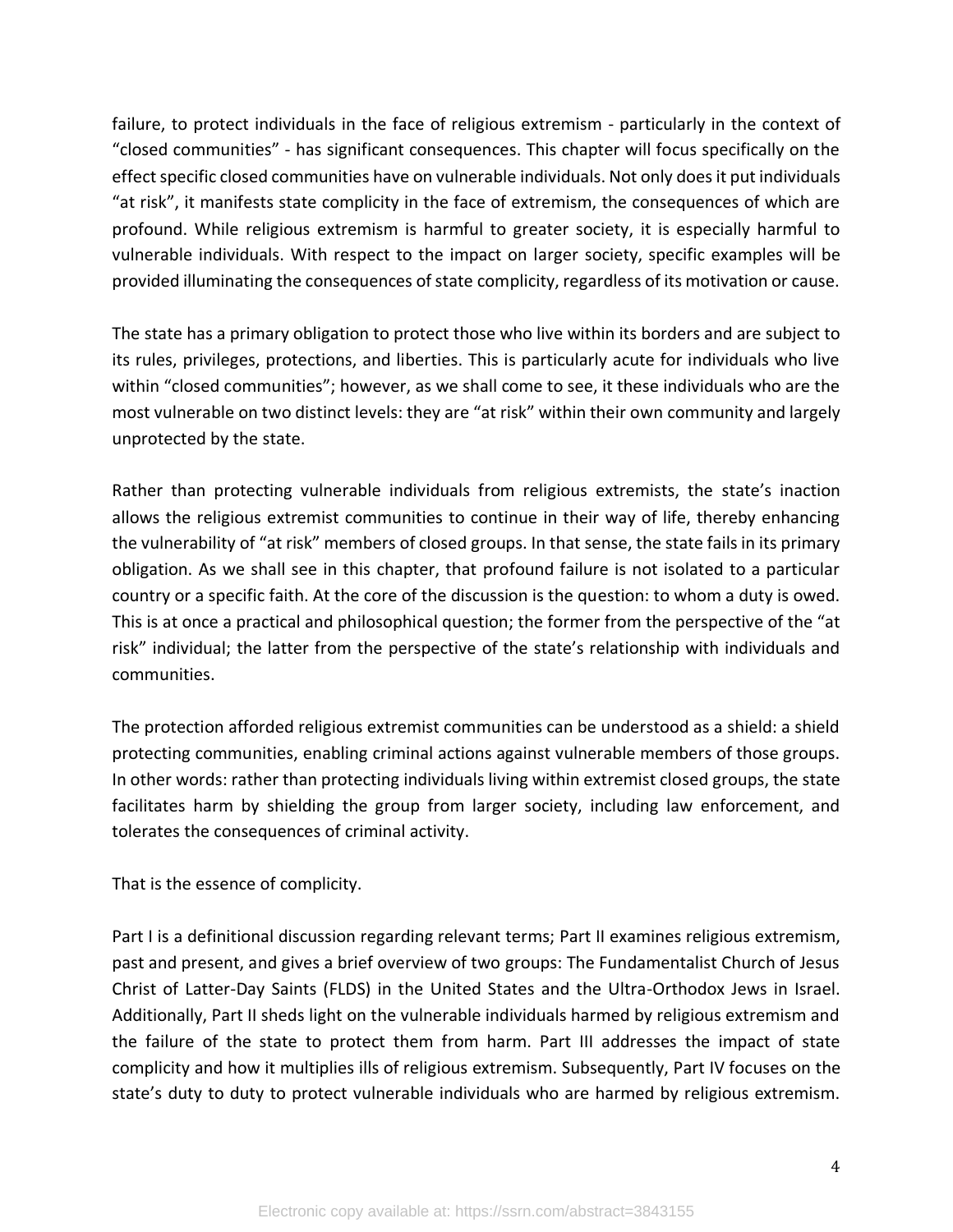failure, to protect individuals in the face of religious extremism - particularly in the context of "closed communities" - has significant consequences. This chapter will focus specifically on the effect specific closed communities have on vulnerable individuals. Not only does it put individuals "at risk", it manifests state complicity in the face of extremism, the consequences of which are profound. While religious extremism is harmful to greater society, it is especially harmful to vulnerable individuals. With respect to the impact on larger society, specific examples will be provided illuminating the consequences of state complicity, regardless of its motivation or cause.

The state has a primary obligation to protect those who live within its borders and are subject to its rules, privileges, protections, and liberties. This is particularly acute for individuals who live within "closed communities"; however, as we shall come to see, it these individuals who are the most vulnerable on two distinct levels: they are "at risk" within their own community and largely unprotected by the state.

Rather than protecting vulnerable individuals from religious extremists, the state's inaction allows the religious extremist communities to continue in their way of life, thereby enhancing the vulnerability of "at risk" members of closed groups. In that sense, the state fails in its primary obligation. As we shall see in this chapter, that profound failure is not isolated to a particular country or a specific faith. At the core of the discussion is the question: to whom a duty is owed. This is at once a practical and philosophical question; the former from the perspective of the "at risk" individual; the latter from the perspective of the state's relationship with individuals and communities.

The protection afforded religious extremist communities can be understood as a shield: a shield protecting communities, enabling criminal actions against vulnerable members of those groups. In other words: rather than protecting individuals living within extremist closed groups, the state facilitates harm by shielding the group from larger society, including law enforcement, and tolerates the consequences of criminal activity.

That is the essence of complicity.

Part I is a definitional discussion regarding relevant terms; Part II examines religious extremism, past and present, and gives a brief overview of two groups: The Fundamentalist Church of Jesus Christ of Latter-Day Saints (FLDS) in the United States and the Ultra-Orthodox Jews in Israel. Additionally, Part II sheds light on the vulnerable individuals harmed by religious extremism and the failure of the state to protect them from harm. Part III addresses the impact of state complicity and how it multiplies ills of religious extremism. Subsequently, Part IV focuses on the state's duty to duty to protect vulnerable individuals who are harmed by religious extremism.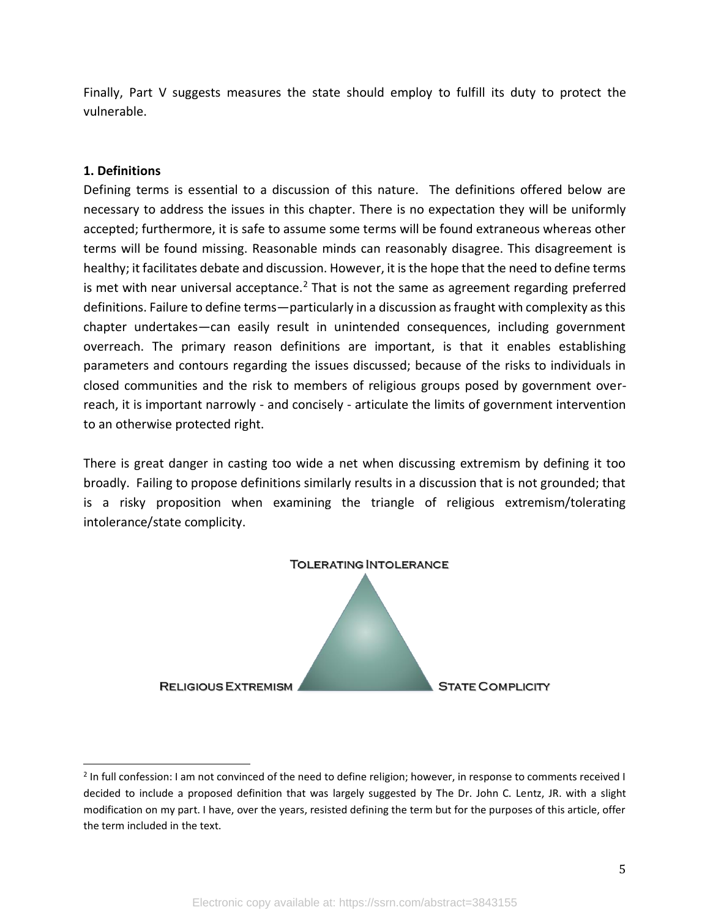Finally, Part V suggests measures the state should employ to fulfill its duty to protect the vulnerable.

**1. Definitions**

Defining terms is essential to a discussion of this nature. The definitions offered below are necessary to address the issues in this chapter. There is no expectation they will be uniformly accepted; furthermore, it is safe to assume some terms will be found extraneous whereas other terms will be found missing. Reasonable minds can reasonably disagree. This disagreement is healthy; it facilitates debate and discussion. However, it is the hope that the need to define terms is met with near universal acceptance.[2] That is not the same as agreement regarding preferred definitions. Failure to define terms—particularly in a discussion as fraught with complexity as this chapter undertakes—can easily result in unintended consequences, including government overreach. The primary reason definitions are important, is that it enables establishing parameters and contours regarding the issues discussed; because of the risks to individuals in closed communities and the risk to members of religious groups posed by government over-reach, it is important narrowly - and concisely - articulate the limits of government intervention to an otherwise protected right.

There is great danger in casting too wide a net when discussing extremism by defining it too broadly. Failing to propose definitions similarly results in a discussion that is not grounded; that is a risky proposition when examining the triangle of religious extremism/tolerating intolerance/state complicity.

TOLERATING INTOLERANCE

RELIGIOUS EXTREMISM

STATE COMPLICITY

[2] In full confession: I am not convinced of the need to define religion; however, in response to comments received I decided to include a proposed definition that was largely suggested by The Dr. John C. Lentz, JR. with a slight modification on my part. I have, over the years, resisted defining the term but for the purposes of this article, offer the term included in the text.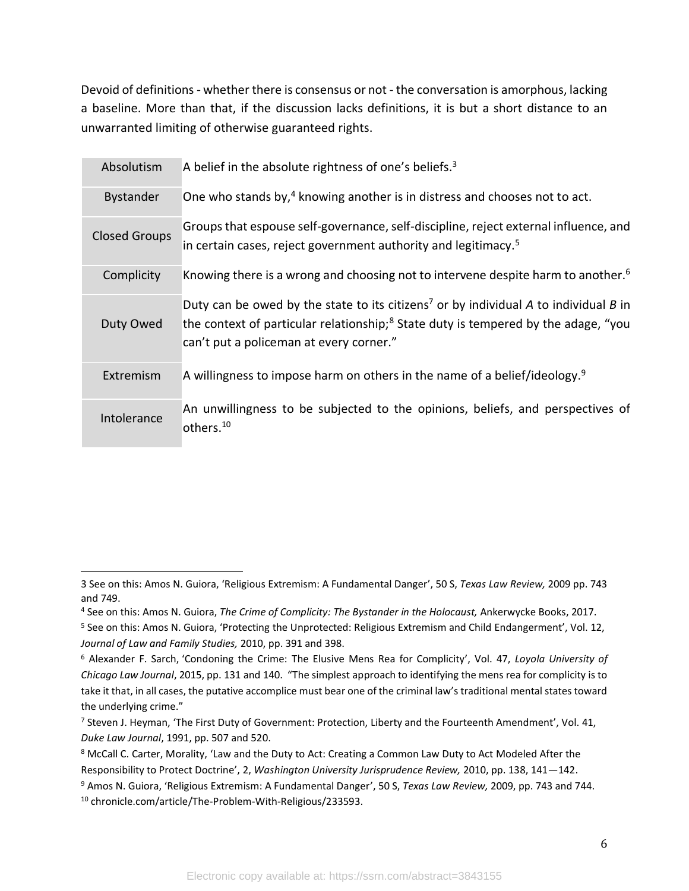Devoid of definitions - whether there is consensus or not - the conversation is amorphous, lacking a baseline. More than that, if the discussion lacks definitions, it is but a short distance to an unwarranted limiting of otherwise guaranteed rights.

| Term | Definition |
|---|---|
| Absolutism | A belief in the absolute rightness of one's beliefs.[3] |
| Bystander | One who stands by,[4] knowing another is in distress and chooses not to act. |
| Closed Groups | Groups that espouse self-governance, self-discipline, reject external influence, and in certain cases, reject government authority and legitimacy.[5] |
| Complicity | Knowing there is a wrong and choosing not to intervene despite harm to another.[6] |
| Duty Owed | Duty can be owed by the state to its citizens[7] or by individual *A* to individual *B* in the context of particular relationship;[8] State duty is tempered by the adage, "you can't put a policeman at every corner." |
| Extremism | A willingness to impose harm on others in the name of a belief/ideology.[9] |
| Intolerance | An unwillingness to be subjected to the opinions, beliefs, and perspectives of others.[10] |

---

3 See on this: Amos N. Guiora, 'Religious Extremism: A Fundamental Danger', 50 S, *Texas Law Review,* 2009 pp. 743 and 749.

4 See on this: Amos N. Guiora, *The Crime of Complicity: The Bystander in the Holocaust,* Ankerwycke Books, 2017.

5 See on this: Amos N. Guiora, 'Protecting the Unprotected: Religious Extremism and Child Endangerment', Vol. 12, *Journal of Law and Family Studies,* 2010, pp. 391 and 398.

6 Alexander F. Sarch, 'Condoning the Crime: The Elusive Mens Rea for Complicity', Vol. 47, *Loyola University of Chicago Law Journal*, 2015, pp. 131 and 140. "The simplest approach to identifying the mens rea for complicity is to take it that, in all cases, the putative accomplice must bear one of the criminal law's traditional mental states toward the underlying crime."

7 Steven J. Heyman, 'The First Duty of Government: Protection, Liberty and the Fourteenth Amendment', Vol. 41, *Duke Law Journal*, 1991, pp. 507 and 520.

8 McCall C. Carter, Morality, 'Law and the Duty to Act: Creating a Common Law Duty to Act Modeled After the Responsibility to Protect Doctrine', 2, *Washington University Jurisprudence Review,* 2010, pp. 138, 141—142.

9 Amos N. Guiora, 'Religious Extremism: A Fundamental Danger', 50 S, *Texas Law Review,* 2009, pp. 743 and 744.

10 chronicle.com/article/The-Problem-With-Religious/233593.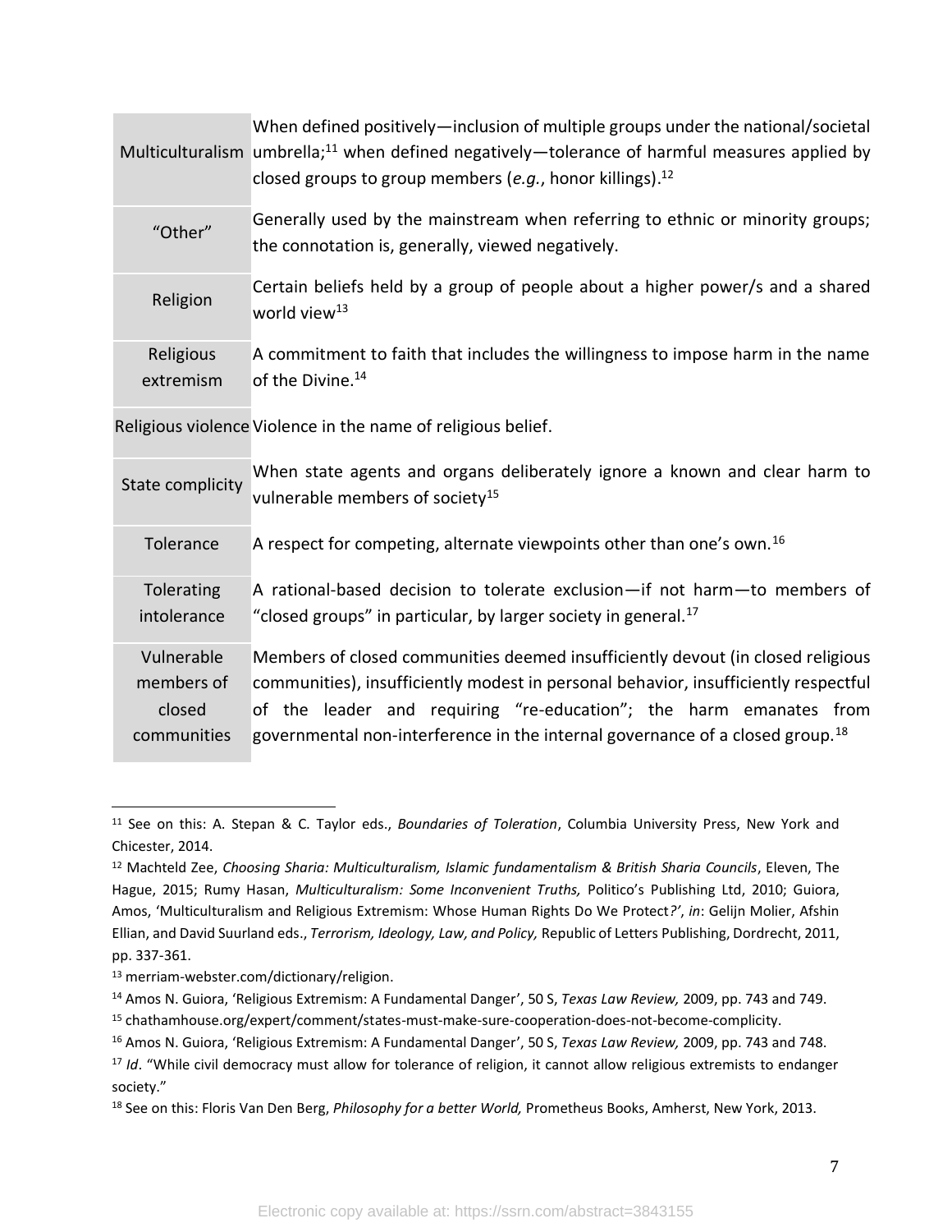| | |
|---|---|
| Multiculturalism | When defined positively—inclusion of multiple groups under the national/societal umbrella;[11] when defined negatively—tolerance of harmful measures applied by closed groups to group members (*e.g.*, honor killings).[12] |
| "Other" | Generally used by the mainstream when referring to ethnic or minority groups; the connotation is, generally, viewed negatively. |
| Religion | Certain beliefs held by a group of people about a higher power/s and a shared world view[13] |
| Religious extremism | A commitment to faith that includes the willingness to impose harm in the name of the Divine.[14] |
| Religious violence | Violence in the name of religious belief. |
| State complicity | When state agents and organs deliberately ignore a known and clear harm to vulnerable members of society[15] |
| Tolerance | A respect for competing, alternate viewpoints other than one's own.[16] |
| Tolerating intolerance | A rational-based decision to tolerate exclusion—if not harm—to members of "closed groups" in particular, by larger society in general.[17] |
| Vulnerable members of closed communities | Members of closed communities deemed insufficiently devout (in closed religious communities), insufficiently modest in personal behavior, insufficiently respectful of the leader and requiring "re-education"; the harm emanates from governmental non-interference in the internal governance of a closed group.[18] |

[11] See on this: A. Stepan & C. Taylor eds., *Boundaries of Toleration*, Columbia University Press, New York and Chicester, 2014.

[12] Machteld Zee, *Choosing Sharia: Multiculturalism, Islamic fundamentalism & British Sharia Councils*, Eleven, The Hague, 2015; Rumy Hasan, *Multiculturalism: Some Inconvenient Truths,* Politico's Publishing Ltd, 2010; Guiora, Amos, 'Multiculturalism and Religious Extremism: Whose Human Rights Do We Protect*?*', *in*: Gelijn Molier, Afshin Ellian, and David Suurland eds., *Terrorism, Ideology, Law, and Policy,* Republic of Letters Publishing, Dordrecht, 2011, pp. 337-361.

[13] merriam-webster.com/dictionary/religion.

[14] Amos N. Guiora, 'Religious Extremism: A Fundamental Danger', 50 S, *Texas Law Review,* 2009, pp. 743 and 749.

[15] chathamhouse.org/expert/comment/states-must-make-sure-cooperation-does-not-become-complicity.

[16] Amos N. Guiora, 'Religious Extremism: A Fundamental Danger', 50 S, *Texas Law Review,* 2009, pp. 743 and 748.

[17] *Id*. "While civil democracy must allow for tolerance of religion, it cannot allow religious extremists to endanger society."

[18] See on this: Floris Van Den Berg, *Philosophy for a better World,* Prometheus Books, Amherst, New York, 2013.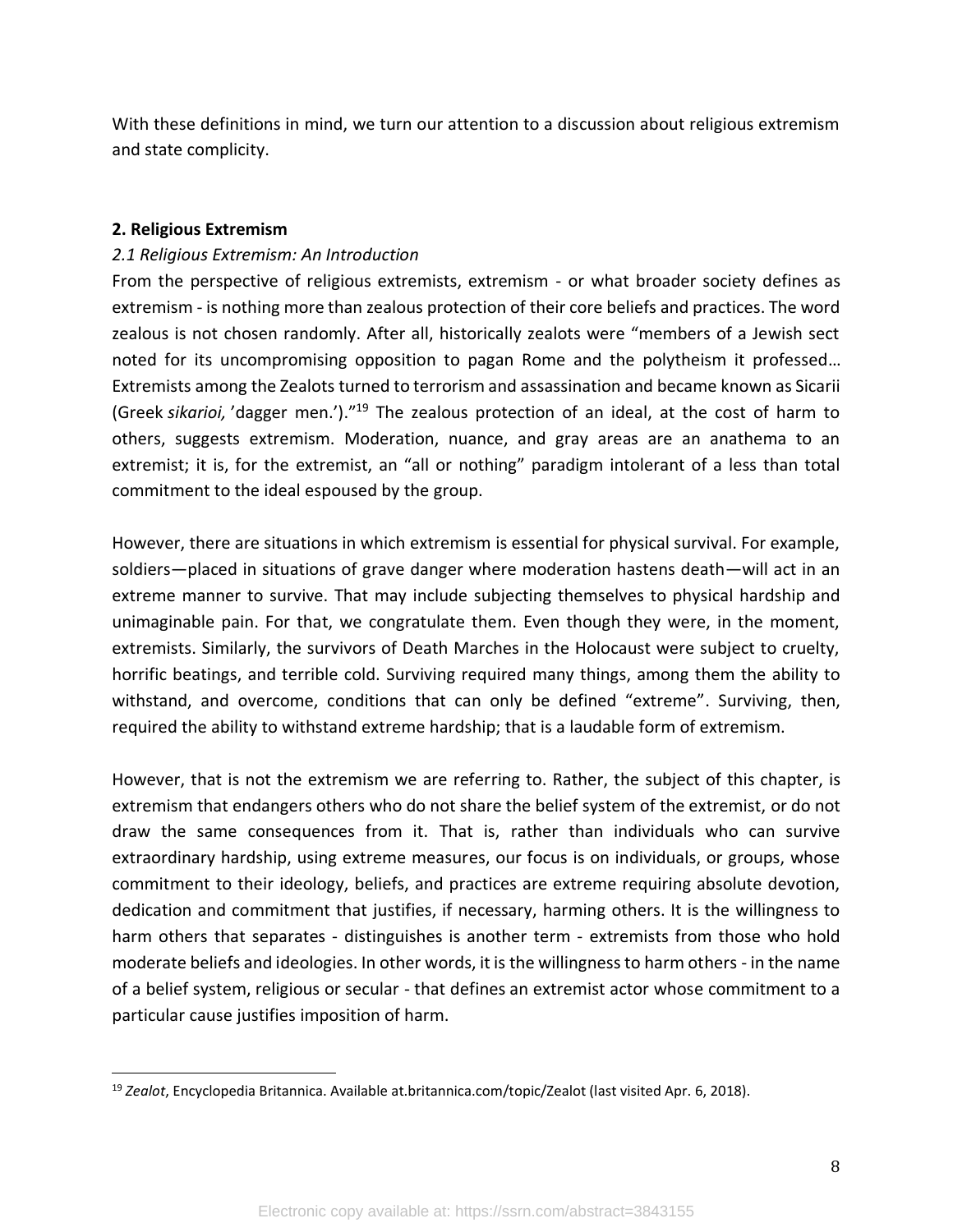With these definitions in mind, we turn our attention to a discussion about religious extremism and state complicity.

## 2. Religious Extremism

### *2.1 Religious Extremism: An Introduction*

From the perspective of religious extremists, extremism - or what broader society defines as extremism - is nothing more than zealous protection of their core beliefs and practices. The word zealous is not chosen randomly. After all, historically zealots were "members of a Jewish sect noted for its uncompromising opposition to pagan Rome and the polytheism it professed… Extremists among the Zealots turned to terrorism and assassination and became known as Sicarii (Greek *sikarioi,* 'dagger men.')."[19] The zealous protection of an ideal, at the cost of harm to others, suggests extremism. Moderation, nuance, and gray areas are an anathema to an extremist; it is, for the extremist, an "all or nothing" paradigm intolerant of a less than total commitment to the ideal espoused by the group.

However, there are situations in which extremism is essential for physical survival. For example, soldiers—placed in situations of grave danger where moderation hastens death—will act in an extreme manner to survive. That may include subjecting themselves to physical hardship and unimaginable pain. For that, we congratulate them. Even though they were, in the moment, extremists. Similarly, the survivors of Death Marches in the Holocaust were subject to cruelty, horrific beatings, and terrible cold. Surviving required many things, among them the ability to withstand, and overcome, conditions that can only be defined "extreme". Surviving, then, required the ability to withstand extreme hardship; that is a laudable form of extremism.

However, that is not the extremism we are referring to. Rather, the subject of this chapter, is extremism that endangers others who do not share the belief system of the extremist, or do not draw the same consequences from it. That is, rather than individuals who can survive extraordinary hardship, using extreme measures, our focus is on individuals, or groups, whose commitment to their ideology, beliefs, and practices are extreme requiring absolute devotion, dedication and commitment that justifies, if necessary, harming others. It is the willingness to harm others that separates - distinguishes is another term - extremists from those who hold moderate beliefs and ideologies. In other words, it is the willingness to harm others - in the name of a belief system, religious or secular - that defines an extremist actor whose commitment to a particular cause justifies imposition of harm.

---

[19] *Zealot*, Encyclopedia Britannica. Available at.britannica.com/topic/Zealot (last visited Apr. 6, 2018).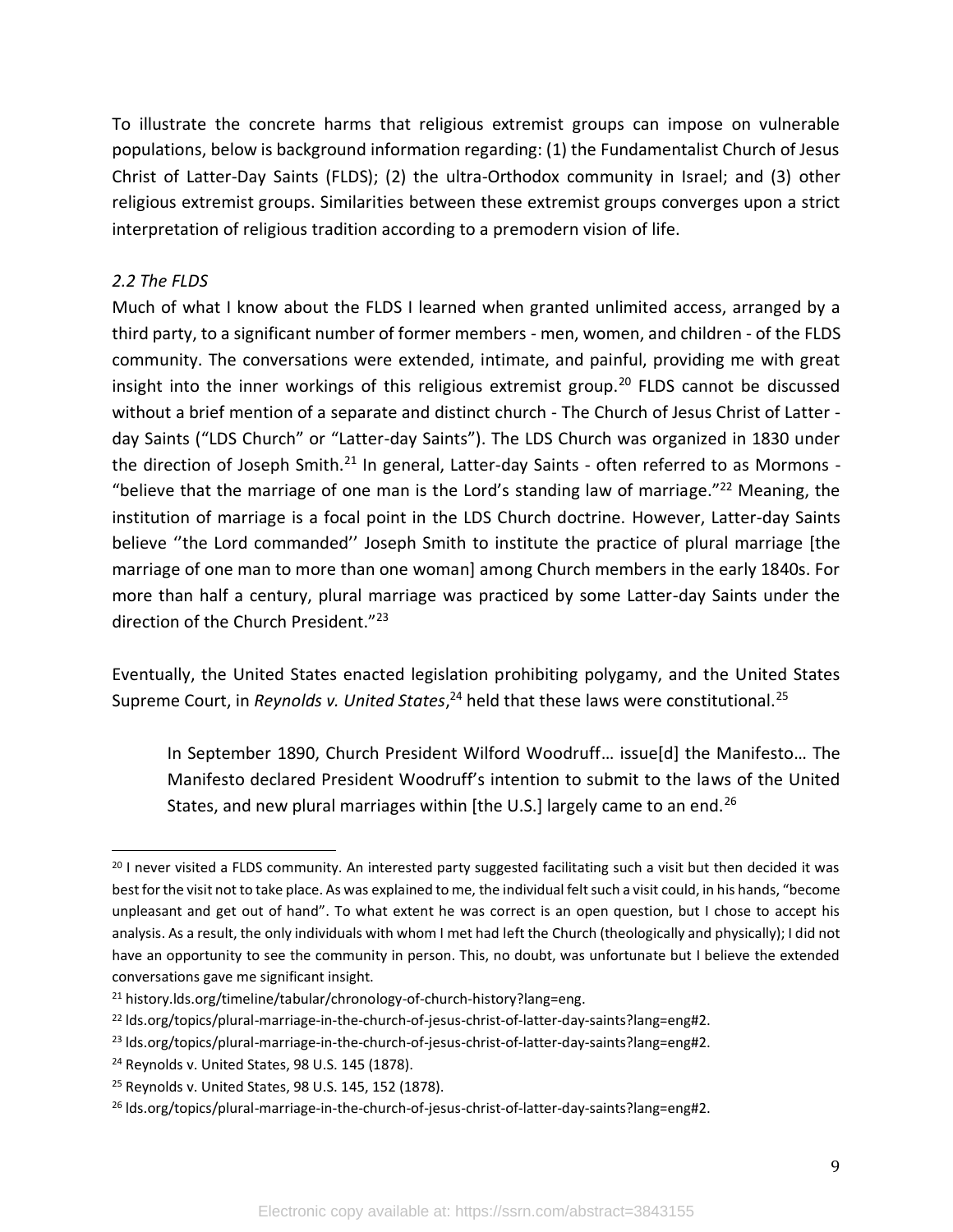To illustrate the concrete harms that religious extremist groups can impose on vulnerable populations, below is background information regarding: (1) the Fundamentalist Church of Jesus Christ of Latter-Day Saints (FLDS); (2) the ultra-Orthodox community in Israel; and (3) other religious extremist groups. Similarities between these extremist groups converges upon a strict interpretation of religious tradition according to a premodern vision of life.

### *2.2 The FLDS*

Much of what I know about the FLDS I learned when granted unlimited access, arranged by a third party, to a significant number of former members - men, women, and children - of the FLDS community. The conversations were extended, intimate, and painful, providing me with great insight into the inner workings of this religious extremist group.[20] FLDS cannot be discussed without a brief mention of a separate and distinct church - The Church of Jesus Christ of Latter - day Saints ("LDS Church" or "Latter-day Saints"). The LDS Church was organized in 1830 under the direction of Joseph Smith.[21] In general, Latter-day Saints - often referred to as Mormons - "believe that the marriage of one man is the Lord's standing law of marriage."[22] Meaning, the institution of marriage is a focal point in the LDS Church doctrine. However, Latter-day Saints believe ''the Lord commanded'' Joseph Smith to institute the practice of plural marriage [the marriage of one man to more than one woman] among Church members in the early 1840s. For more than half a century, plural marriage was practiced by some Latter-day Saints under the direction of the Church President."[23]

Eventually, the United States enacted legislation prohibiting polygamy, and the United States Supreme Court, in *Reynolds v. United States*,[24] held that these laws were constitutional.[25]

> In September 1890, Church President Wilford Woodruff… issue[d] the Manifesto… The Manifesto declared President Woodruff's intention to submit to the laws of the United States, and new plural marriages within [the U.S.] largely came to an end.[26]

---

[20] I never visited a FLDS community. An interested party suggested facilitating such a visit but then decided it was best for the visit not to take place. As was explained to me, the individual felt such a visit could, in his hands, "become unpleasant and get out of hand". To what extent he was correct is an open question, but I chose to accept his analysis. As a result, the only individuals with whom I met had left the Church (theologically and physically); I did not have an opportunity to see the community in person. This, no doubt, was unfortunate but I believe the extended conversations gave me significant insight.

[21] history.lds.org/timeline/tabular/chronology-of-church-history?lang=eng.

[22] lds.org/topics/plural-marriage-in-the-church-of-jesus-christ-of-latter-day-saints?lang=eng#2.

[23] lds.org/topics/plural-marriage-in-the-church-of-jesus-christ-of-latter-day-saints?lang=eng#2.

[24] Reynolds v. United States, 98 U.S. 145 (1878).

[25] Reynolds v. United States, 98 U.S. 145, 152 (1878).

[26] lds.org/topics/plural-marriage-in-the-church-of-jesus-christ-of-latter-day-saints?lang=eng#2.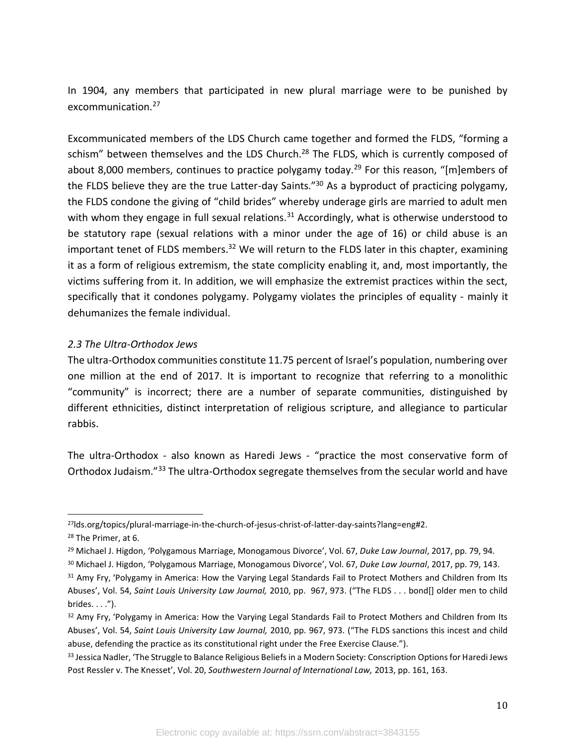In 1904, any members that participated in new plural marriage were to be punished by excommunication.[27]

Excommunicated members of the LDS Church came together and formed the FLDS, "forming a schism" between themselves and the LDS Church.[28] The FLDS, which is currently composed of about 8,000 members, continues to practice polygamy today.[29] For this reason, "[m]embers of the FLDS believe they are the true Latter-day Saints."[30] As a byproduct of practicing polygamy, the FLDS condone the giving of "child brides" whereby underage girls are married to adult men with whom they engage in full sexual relations.[31] Accordingly, what is otherwise understood to be statutory rape (sexual relations with a minor under the age of 16) or child abuse is an important tenet of FLDS members.[32] We will return to the FLDS later in this chapter, examining it as a form of religious extremism, the state complicity enabling it, and, most importantly, the victims suffering from it. In addition, we will emphasize the extremist practices within the sect, specifically that it condones polygamy. Polygamy violates the principles of equality - mainly it dehumanizes the female individual.

### *2.3 The Ultra-Orthodox Jews*

The ultra-Orthodox communities constitute 11.75 percent of Israel's population, numbering over one million at the end of 2017. It is important to recognize that referring to a monolithic "community" is incorrect; there are a number of separate communities, distinguished by different ethnicities, distinct interpretation of religious scripture, and allegiance to particular rabbis.

The ultra-Orthodox - also known as Haredi Jews - "practice the most conservative form of Orthodox Judaism."[33] The ultra-Orthodox segregate themselves from the secular world and have

---

[27] lds.org/topics/plural-marriage-in-the-church-of-jesus-christ-of-latter-day-saints?lang=eng#2.

[28] The Primer, at 6.

[29] Michael J. Higdon, 'Polygamous Marriage, Monogamous Divorce', Vol. 67, *Duke Law Journal*, 2017, pp. 79, 94.

[30] Michael J. Higdon, 'Polygamous Marriage, Monogamous Divorce', Vol. 67, *Duke Law Journal*, 2017, pp. 79, 143.

[31] Amy Fry, 'Polygamy in America: How the Varying Legal Standards Fail to Protect Mothers and Children from Its Abuses', Vol. 54, *Saint Louis University Law Journal,* 2010, pp. 967, 973. ("The FLDS . . . bond[] older men to child brides. . . .").

[32] Amy Fry, 'Polygamy in America: How the Varying Legal Standards Fail to Protect Mothers and Children from Its Abuses', Vol. 54, *Saint Louis University Law Journal,* 2010, pp. 967, 973. ("The FLDS sanctions this incest and child abuse, defending the practice as its constitutional right under the Free Exercise Clause.").

[33] Jessica Nadler, 'The Struggle to Balance Religious Beliefs in a Modern Society: Conscription Options for Haredi Jews Post Ressler v. The Knesset', Vol. 20, *Southwestern Journal of International Law,* 2013, pp. 161, 163.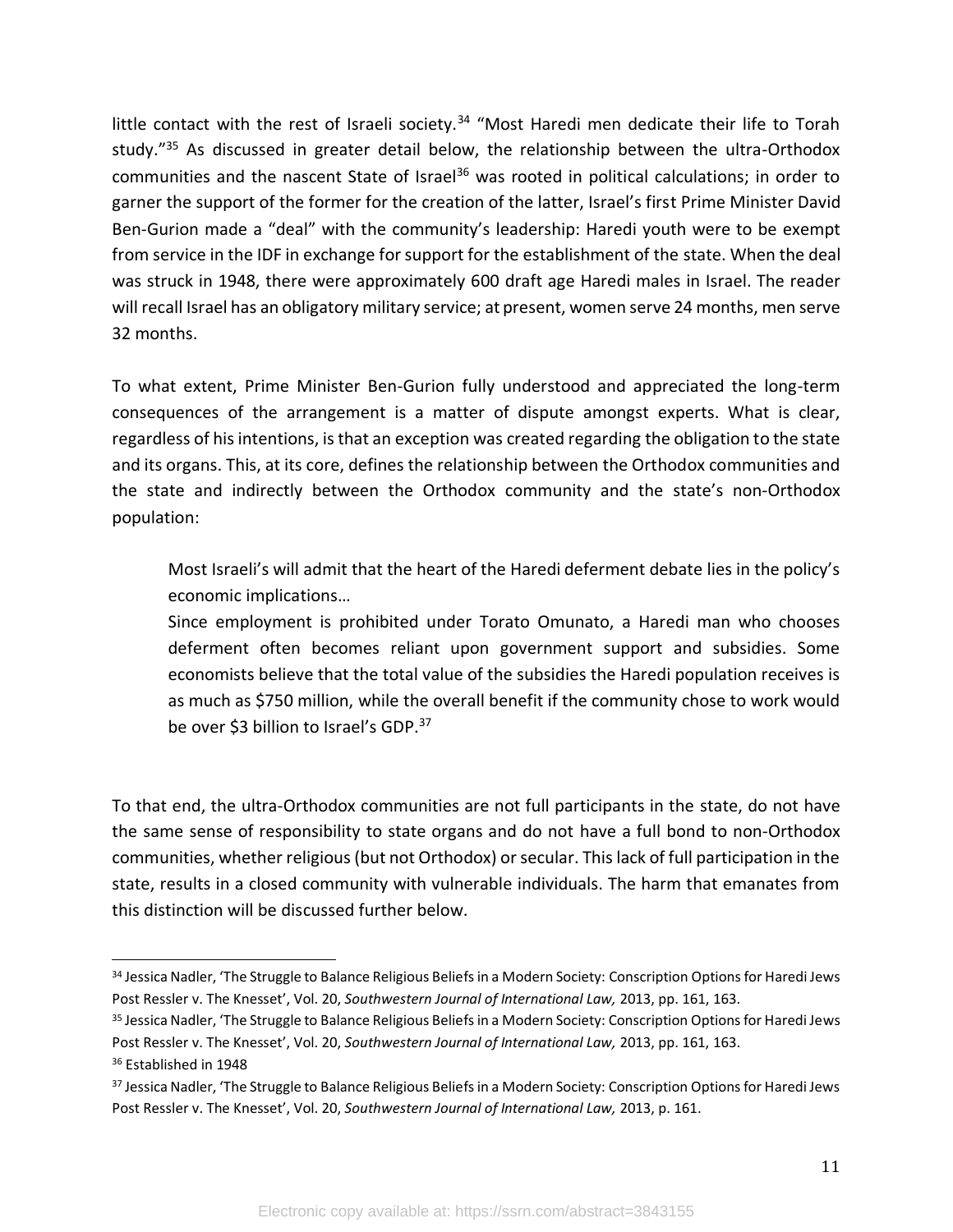little contact with the rest of Israeli society.[34] "Most Haredi men dedicate their life to Torah study."[35] As discussed in greater detail below, the relationship between the ultra-Orthodox communities and the nascent State of Israel[36] was rooted in political calculations; in order to garner the support of the former for the creation of the latter, Israel's first Prime Minister David Ben-Gurion made a "deal" with the community's leadership: Haredi youth were to be exempt from service in the IDF in exchange for support for the establishment of the state. When the deal was struck in 1948, there were approximately 600 draft age Haredi males in Israel. The reader will recall Israel has an obligatory military service; at present, women serve 24 months, men serve 32 months.

To what extent, Prime Minister Ben-Gurion fully understood and appreciated the long-term consequences of the arrangement is a matter of dispute amongst experts. What is clear, regardless of his intentions, is that an exception was created regarding the obligation to the state and its organs. This, at its core, defines the relationship between the Orthodox communities and the state and indirectly between the Orthodox community and the state's non-Orthodox population:

> Most Israeli's will admit that the heart of the Haredi deferment debate lies in the policy's economic implications…
> Since employment is prohibited under Torato Omunato, a Haredi man who chooses deferment often becomes reliant upon government support and subsidies. Some economists believe that the total value of the subsidies the Haredi population receives is as much as $750 million, while the overall benefit if the community chose to work would be over $3 billion to Israel's GDP.[37]

To that end, the ultra-Orthodox communities are not full participants in the state, do not have the same sense of responsibility to state organs and do not have a full bond to non-Orthodox communities, whether religious (but not Orthodox) or secular. This lack of full participation in the state, results in a closed community with vulnerable individuals. The harm that emanates from this distinction will be discussed further below.

---

[34] Jessica Nadler, 'The Struggle to Balance Religious Beliefs in a Modern Society: Conscription Options for Haredi Jews Post Ressler v. The Knesset', Vol. 20, *Southwestern Journal of International Law,* 2013, pp. 161, 163.

[35] Jessica Nadler, 'The Struggle to Balance Religious Beliefs in a Modern Society: Conscription Options for Haredi Jews Post Ressler v. The Knesset', Vol. 20, *Southwestern Journal of International Law,* 2013, pp. 161, 163.

[36] Established in 1948

[37] Jessica Nadler, 'The Struggle to Balance Religious Beliefs in a Modern Society: Conscription Options for Haredi Jews Post Ressler v. The Knesset', Vol. 20, *Southwestern Journal of International Law,* 2013, p. 161.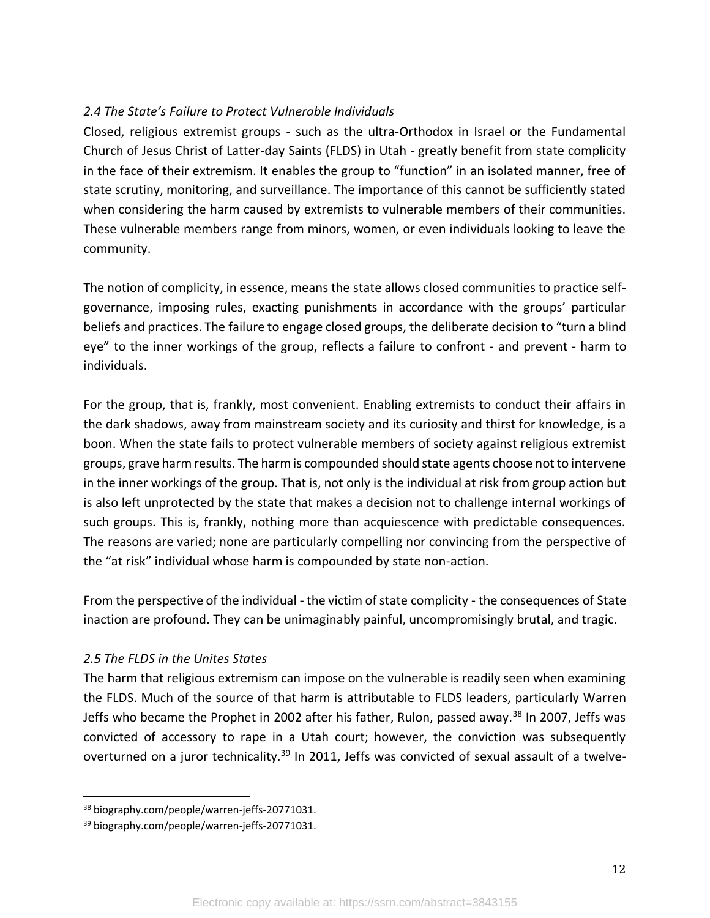### *2.4 The State's Failure to Protect Vulnerable Individuals*

Closed, religious extremist groups - such as the ultra-Orthodox in Israel or the Fundamental Church of Jesus Christ of Latter-day Saints (FLDS) in Utah - greatly benefit from state complicity in the face of their extremism. It enables the group to "function" in an isolated manner, free of state scrutiny, monitoring, and surveillance. The importance of this cannot be sufficiently stated when considering the harm caused by extremists to vulnerable members of their communities. These vulnerable members range from minors, women, or even individuals looking to leave the community.

The notion of complicity, in essence, means the state allows closed communities to practice self-governance, imposing rules, exacting punishments in accordance with the groups' particular beliefs and practices. The failure to engage closed groups, the deliberate decision to "turn a blind eye" to the inner workings of the group, reflects a failure to confront - and prevent - harm to individuals.

For the group, that is, frankly, most convenient. Enabling extremists to conduct their affairs in the dark shadows, away from mainstream society and its curiosity and thirst for knowledge, is a boon. When the state fails to protect vulnerable members of society against religious extremist groups, grave harm results. The harm is compounded should state agents choose not to intervene in the inner workings of the group. That is, not only is the individual at risk from group action but is also left unprotected by the state that makes a decision not to challenge internal workings of such groups. This is, frankly, nothing more than acquiescence with predictable consequences. The reasons are varied; none are particularly compelling nor convincing from the perspective of the "at risk" individual whose harm is compounded by state non-action.

From the perspective of the individual - the victim of state complicity - the consequences of State inaction are profound. They can be unimaginably painful, uncompromisingly brutal, and tragic.

### *2.5 The FLDS in the Unites States*

The harm that religious extremism can impose on the vulnerable is readily seen when examining the FLDS. Much of the source of that harm is attributable to FLDS leaders, particularly Warren Jeffs who became the Prophet in 2002 after his father, Rulon, passed away.[38] In 2007, Jeffs was convicted of accessory to rape in a Utah court; however, the conviction was subsequently overturned on a juror technicality.[39] In 2011, Jeffs was convicted of sexual assault of a twelve-

---

[38] biography.com/people/warren-jeffs-20771031.

[39] biography.com/people/warren-jeffs-20771031.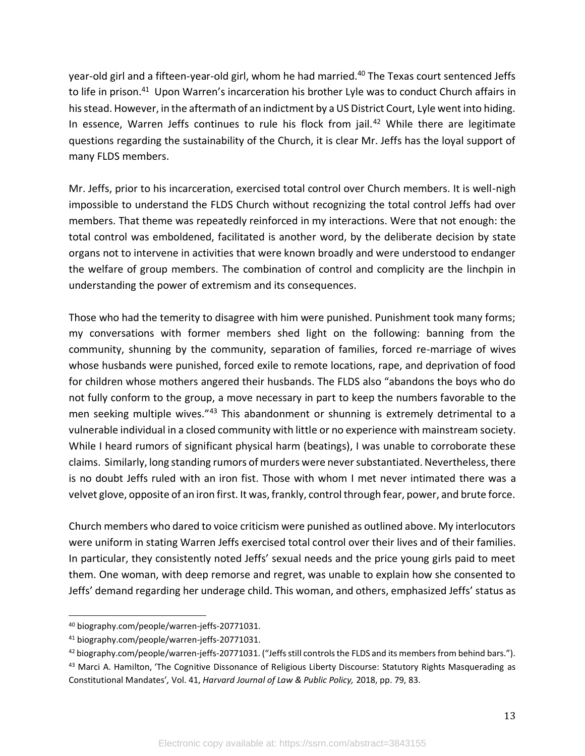year-old girl and a fifteen-year-old girl, whom he had married.[40] The Texas court sentenced Jeffs to life in prison.[41] Upon Warren's incarceration his brother Lyle was to conduct Church affairs in his stead. However, in the aftermath of an indictment by a US District Court, Lyle went into hiding. In essence, Warren Jeffs continues to rule his flock from jail.[42] While there are legitimate questions regarding the sustainability of the Church, it is clear Mr. Jeffs has the loyal support of many FLDS members.

Mr. Jeffs, prior to his incarceration, exercised total control over Church members. It is well-nigh impossible to understand the FLDS Church without recognizing the total control Jeffs had over members. That theme was repeatedly reinforced in my interactions. Were that not enough: the total control was emboldened, facilitated is another word, by the deliberate decision by state organs not to intervene in activities that were known broadly and were understood to endanger the welfare of group members. The combination of control and complicity are the linchpin in understanding the power of extremism and its consequences.

Those who had the temerity to disagree with him were punished. Punishment took many forms; my conversations with former members shed light on the following: banning from the community, shunning by the community, separation of families, forced re-marriage of wives whose husbands were punished, forced exile to remote locations, rape, and deprivation of food for children whose mothers angered their husbands. The FLDS also "abandons the boys who do not fully conform to the group, a move necessary in part to keep the numbers favorable to the men seeking multiple wives."[43] This abandonment or shunning is extremely detrimental to a vulnerable individual in a closed community with little or no experience with mainstream society. While I heard rumors of significant physical harm (beatings), I was unable to corroborate these claims. Similarly, long standing rumors of murders were never substantiated. Nevertheless, there is no doubt Jeffs ruled with an iron fist. Those with whom I met never intimated there was a velvet glove, opposite of an iron first. It was, frankly, control through fear, power, and brute force.

Church members who dared to voice criticism were punished as outlined above. My interlocutors were uniform in stating Warren Jeffs exercised total control over their lives and of their families. In particular, they consistently noted Jeffs' sexual needs and the price young girls paid to meet them. One woman, with deep remorse and regret, was unable to explain how she consented to Jeffs' demand regarding her underage child. This woman, and others, emphasized Jeffs' status as

---

[40] biography.com/people/warren-jeffs-20771031.

[41] biography.com/people/warren-jeffs-20771031.

[42] biography.com/people/warren-jeffs-20771031. ("Jeffs still controls the FLDS and its members from behind bars.").

[43] Marci A. Hamilton, 'The Cognitive Dissonance of Religious Liberty Discourse: Statutory Rights Masquerading as Constitutional Mandates', Vol. 41, *Harvard Journal of Law & Public Policy,* 2018, pp. 79, 83.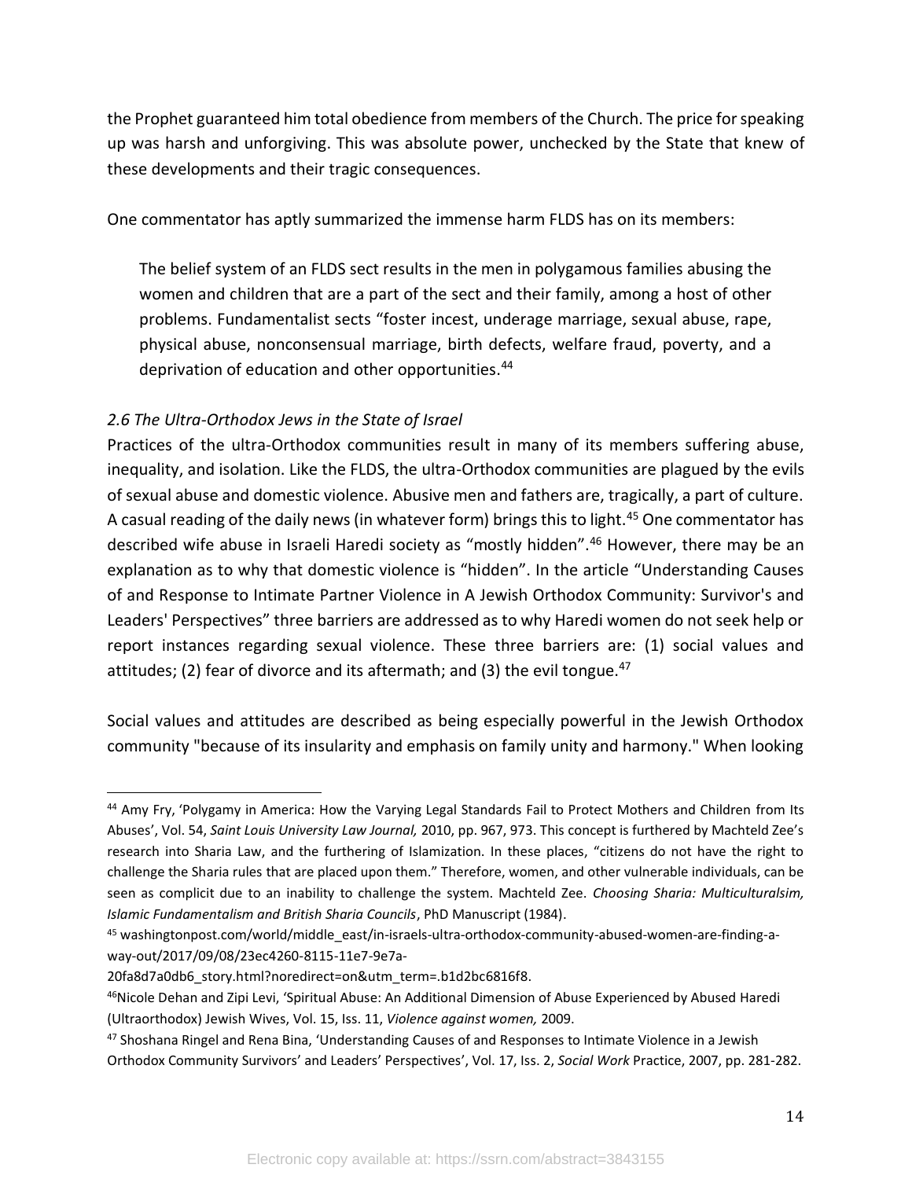the Prophet guaranteed him total obedience from members of the Church. The price for speaking up was harsh and unforgiving. This was absolute power, unchecked by the State that knew of these developments and their tragic consequences.

One commentator has aptly summarized the immense harm FLDS has on its members:

> The belief system of an FLDS sect results in the men in polygamous families abusing the women and children that are a part of the sect and their family, among a host of other problems. Fundamentalist sects "foster incest, underage marriage, sexual abuse, rape, physical abuse, nonconsensual marriage, birth defects, welfare fraud, poverty, and a deprivation of education and other opportunities.[44]

### *2.6 The Ultra-Orthodox Jews in the State of Israel*

Practices of the ultra-Orthodox communities result in many of its members suffering abuse, inequality, and isolation. Like the FLDS, the ultra-Orthodox communities are plagued by the evils of sexual abuse and domestic violence. Abusive men and fathers are, tragically, a part of culture. A casual reading of the daily news (in whatever form) brings this to light.[45] One commentator has described wife abuse in Israeli Haredi society as "mostly hidden".[46] However, there may be an explanation as to why that domestic violence is "hidden". In the article "Understanding Causes of and Response to Intimate Partner Violence in A Jewish Orthodox Community: Survivor's and Leaders' Perspectives" three barriers are addressed as to why Haredi women do not seek help or report instances regarding sexual violence. These three barriers are: (1) social values and attitudes; (2) fear of divorce and its aftermath; and (3) the evil tongue.[47]

Social values and attitudes are described as being especially powerful in the Jewish Orthodox community "because of its insularity and emphasis on family unity and harmony." When looking

---

[44] Amy Fry, 'Polygamy in America: How the Varying Legal Standards Fail to Protect Mothers and Children from Its Abuses', Vol. 54, *Saint Louis University Law Journal,* 2010, pp. 967, 973. This concept is furthered by Machteld Zee's research into Sharia Law, and the furthering of Islamization. In these places, "citizens do not have the right to challenge the Sharia rules that are placed upon them." Therefore, women, and other vulnerable individuals, can be seen as complicit due to an inability to challenge the system. Machteld Zee. *Choosing Sharia: Multiculturalsim, Islamic Fundamentalism and British Sharia Councils*, PhD Manuscript (1984).

[45] washingtonpost.com/world/middle_east/in-israels-ultra-orthodox-community-abused-women-are-finding-a-way-out/2017/09/08/23ec4260-8115-11e7-9e7a-20fa8d7a0db6_story.html?noredirect=on&utm_term=.b1d2bc6816f8.

[46] Nicole Dehan and Zipi Levi, 'Spiritual Abuse: An Additional Dimension of Abuse Experienced by Abused Haredi (Ultraorthodox) Jewish Wives, Vol. 15, Iss. 11, *Violence against women,* 2009.

[47] Shoshana Ringel and Rena Bina, 'Understanding Causes of and Responses to Intimate Violence in a Jewish Orthodox Community Survivors' and Leaders' Perspectives', Vol. 17, Iss. 2, *Social Work* Practice, 2007, pp. 281-282.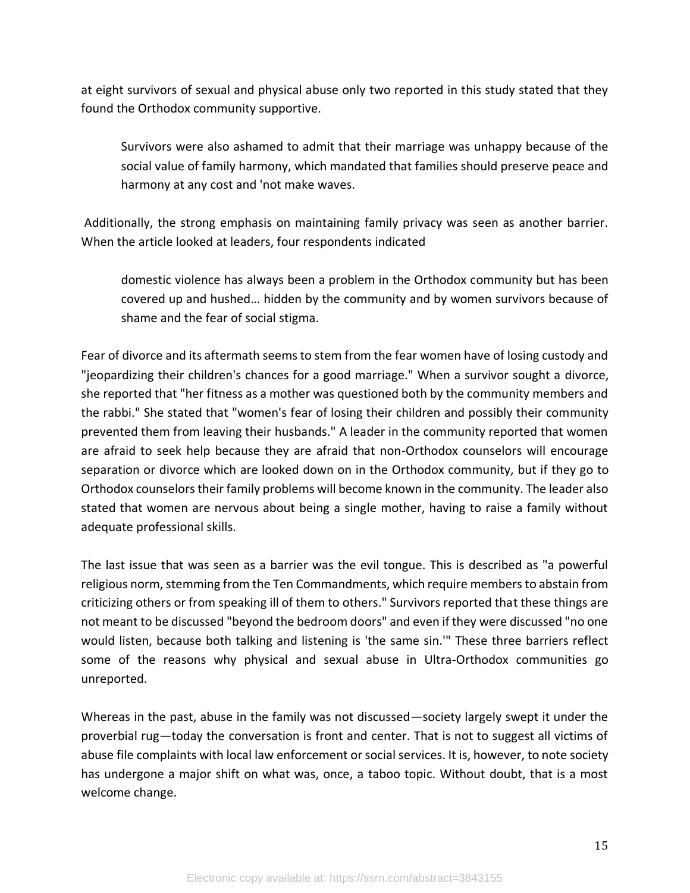at eight survivors of sexual and physical abuse only two reported in this study stated that they found the Orthodox community supportive.

> Survivors were also ashamed to admit that their marriage was unhappy because of the social value of family harmony, which mandated that families should preserve peace and harmony at any cost and 'not make waves.

Additionally, the strong emphasis on maintaining family privacy was seen as another barrier. When the article looked at leaders, four respondents indicated

> domestic violence has always been a problem in the Orthodox community but has been covered up and hushed… hidden by the community and by women survivors because of shame and the fear of social stigma.

Fear of divorce and its aftermath seems to stem from the fear women have of losing custody and "jeopardizing their children's chances for a good marriage." When a survivor sought a divorce, she reported that "her fitness as a mother was questioned both by the community members and the rabbi." She stated that "women's fear of losing their children and possibly their community prevented them from leaving their husbands." A leader in the community reported that women are afraid to seek help because they are afraid that non-Orthodox counselors will encourage separation or divorce which are looked down on in the Orthodox community, but if they go to Orthodox counselors their family problems will become known in the community. The leader also stated that women are nervous about being a single mother, having to raise a family without adequate professional skills.

The last issue that was seen as a barrier was the evil tongue. This is described as "a powerful religious norm, stemming from the Ten Commandments, which require members to abstain from criticizing others or from speaking ill of them to others." Survivors reported that these things are not meant to be discussed "beyond the bedroom doors" and even if they were discussed "no one would listen, because both talking and listening is 'the same sin.'" These three barriers reflect some of the reasons why physical and sexual abuse in Ultra-Orthodox communities go unreported.

Whereas in the past, abuse in the family was not discussed—society largely swept it under the proverbial rug—today the conversation is front and center. That is not to suggest all victims of abuse file complaints with local law enforcement or social services. It is, however, to note society has undergone a major shift on what was, once, a taboo topic. Without doubt, that is a most welcome change.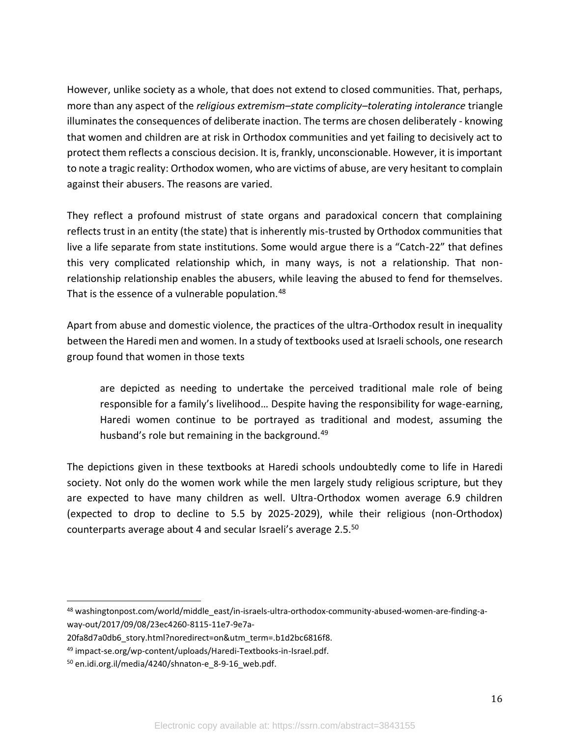However, unlike society as a whole, that does not extend to closed communities. That, perhaps, more than any aspect of the *religious extremism–state complicity–tolerating intolerance* triangle illuminates the consequences of deliberate inaction. The terms are chosen deliberately - knowing that women and children are at risk in Orthodox communities and yet failing to decisively act to protect them reflects a conscious decision. It is, frankly, unconscionable. However, it is important to note a tragic reality: Orthodox women, who are victims of abuse, are very hesitant to complain against their abusers. The reasons are varied.

They reflect a profound mistrust of state organs and paradoxical concern that complaining reflects trust in an entity (the state) that is inherently mis-trusted by Orthodox communities that live a life separate from state institutions. Some would argue there is a "Catch-22" that defines this very complicated relationship which, in many ways, is not a relationship. That non-relationship relationship enables the abusers, while leaving the abused to fend for themselves. That is the essence of a vulnerable population.[48]

Apart from abuse and domestic violence, the practices of the ultra-Orthodox result in inequality between the Haredi men and women. In a study of textbooks used at Israeli schools, one research group found that women in those texts

> are depicted as needing to undertake the perceived traditional male role of being responsible for a family's livelihood… Despite having the responsibility for wage-earning, Haredi women continue to be portrayed as traditional and modest, assuming the husband's role but remaining in the background.[49]

The depictions given in these textbooks at Haredi schools undoubtedly come to life in Haredi society. Not only do the women work while the men largely study religious scripture, but they are expected to have many children as well. Ultra-Orthodox women average 6.9 children (expected to drop to decline to 5.5 by 2025-2029), while their religious (non-Orthodox) counterparts average about 4 and secular Israeli's average 2.5.[50]

---

[48] washingtonpost.com/world/middle_east/in-israels-ultra-orthodox-community-abused-women-are-finding-a-way-out/2017/09/08/23ec4260-8115-11e7-9e7a-20fa8d7a0db6_story.html?noredirect=on&utm_term=.b1d2bc6816f8.

[49] impact-se.org/wp-content/uploads/Haredi-Textbooks-in-Israel.pdf.

[50] en.idi.org.il/media/4240/shnaton-e_8-9-16_web.pdf.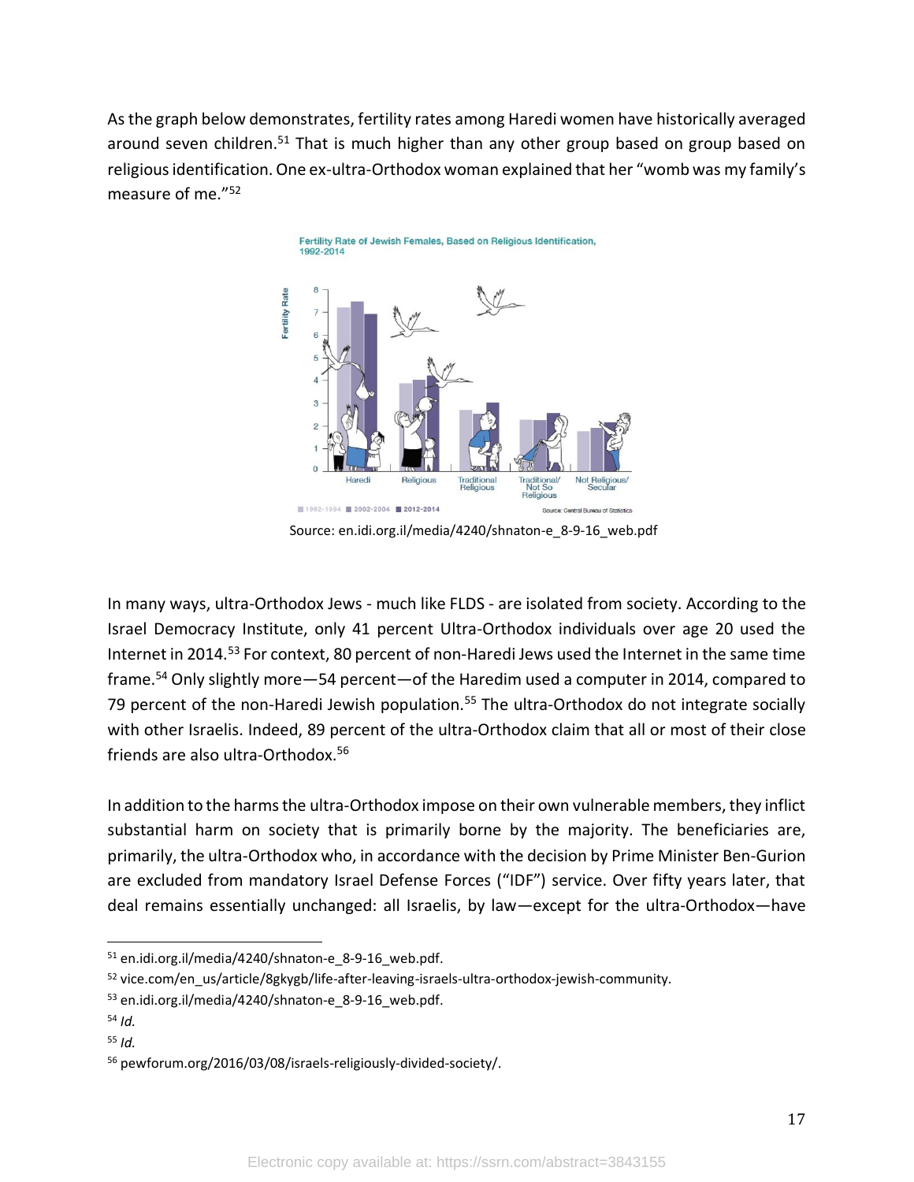As the graph below demonstrates, fertility rates among Haredi women have historically averaged around seven children.[51] That is much higher than any other group based on group based on religious identification. One ex-ultra-Orthodox woman explained that her "womb was my family's measure of me."[52]

Source: en.idi.org.il/media/4240/shnaton-e_8-9-16_web.pdf

In many ways, ultra-Orthodox Jews - much like FLDS - are isolated from society. According to the Israel Democracy Institute, only 41 percent Ultra-Orthodox individuals over age 20 used the Internet in 2014.[53] For context, 80 percent of non-Haredi Jews used the Internet in the same time frame.[54] Only slightly more—54 percent—of the Haredim used a computer in 2014, compared to 79 percent of the non-Haredi Jewish population.[55] The ultra-Orthodox do not integrate socially with other Israelis. Indeed, 89 percent of the ultra-Orthodox claim that all or most of their close friends are also ultra-Orthodox.[56]

In addition to the harms the ultra-Orthodox impose on their own vulnerable members, they inflict substantial harm on society that is primarily borne by the majority. The beneficiaries are, primarily, the ultra-Orthodox who, in accordance with the decision by Prime Minister Ben-Gurion are excluded from mandatory Israel Defense Forces ("IDF") service. Over fifty years later, that deal remains essentially unchanged: all Israelis, by law—except for the ultra-Orthodox—have

---

[51] en.idi.org.il/media/4240/shnaton-e_8-9-16_web.pdf.

[52] vice.com/en_us/article/8gkygb/life-after-leaving-israels-ultra-orthodox-jewish-community.

[53] en.idi.org.il/media/4240/shnaton-e_8-9-16_web.pdf.

[54] *Id.*

[55] *Id.*

[56] pewforum.org/2016/03/08/israels-religiously-divided-society/.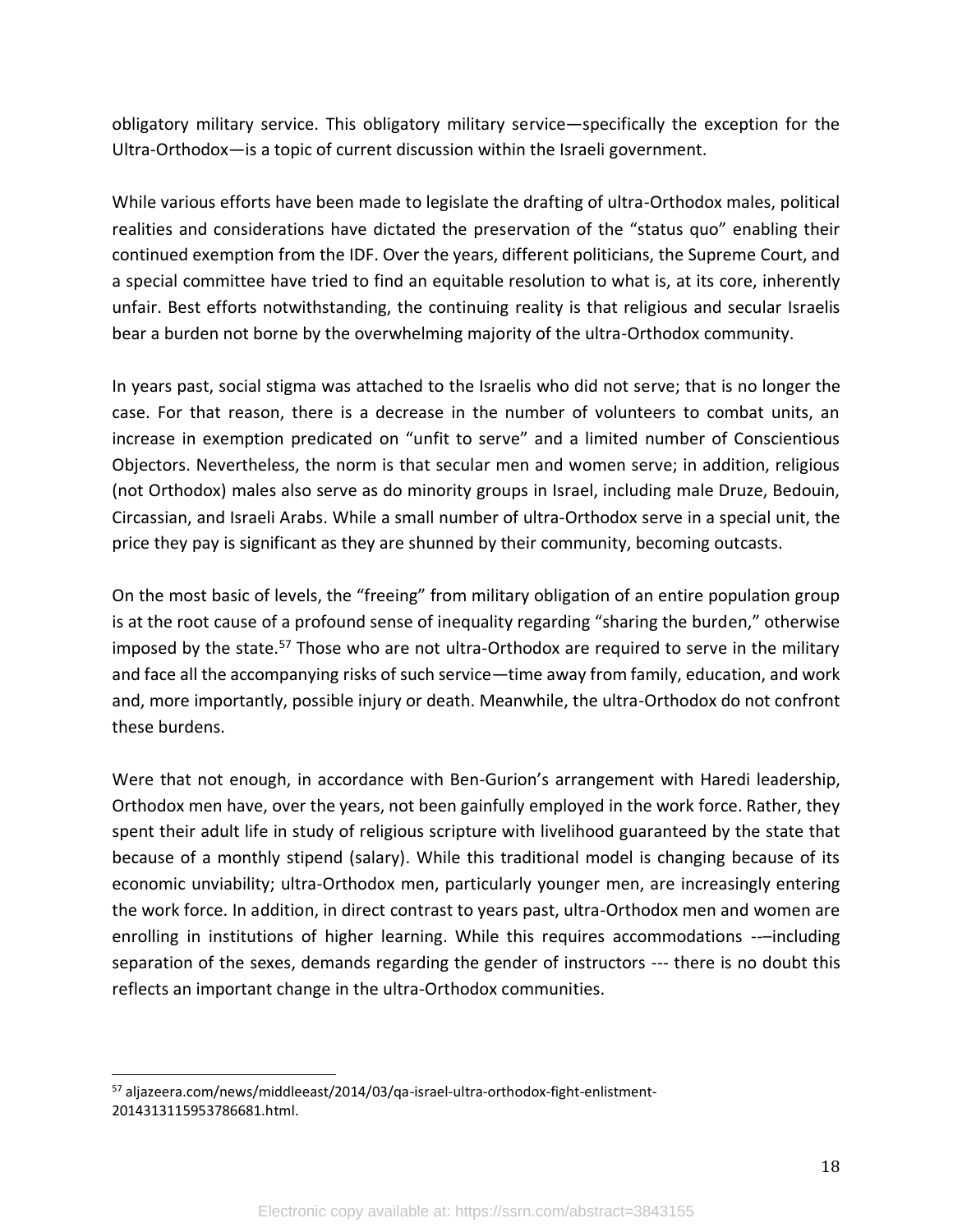obligatory military service. This obligatory military service—specifically the exception for the Ultra-Orthodox—is a topic of current discussion within the Israeli government.

While various efforts have been made to legislate the drafting of ultra-Orthodox males, political realities and considerations have dictated the preservation of the "status quo" enabling their continued exemption from the IDF. Over the years, different politicians, the Supreme Court, and a special committee have tried to find an equitable resolution to what is, at its core, inherently unfair. Best efforts notwithstanding, the continuing reality is that religious and secular Israelis bear a burden not borne by the overwhelming majority of the ultra-Orthodox community.

In years past, social stigma was attached to the Israelis who did not serve; that is no longer the case. For that reason, there is a decrease in the number of volunteers to combat units, an increase in exemption predicated on "unfit to serve" and a limited number of Conscientious Objectors. Nevertheless, the norm is that secular men and women serve; in addition, religious (not Orthodox) males also serve as do minority groups in Israel, including male Druze, Bedouin, Circassian, and Israeli Arabs. While a small number of ultra-Orthodox serve in a special unit, the price they pay is significant as they are shunned by their community, becoming outcasts.

On the most basic of levels, the "freeing" from military obligation of an entire population group is at the root cause of a profound sense of inequality regarding "sharing the burden," otherwise imposed by the state.[57] Those who are not ultra-Orthodox are required to serve in the military and face all the accompanying risks of such service—time away from family, education, and work and, more importantly, possible injury or death. Meanwhile, the ultra-Orthodox do not confront these burdens.

Were that not enough, in accordance with Ben-Gurion's arrangement with Haredi leadership, Orthodox men have, over the years, not been gainfully employed in the work force. Rather, they spent their adult life in study of religious scripture with livelihood guaranteed by the state that because of a monthly stipend (salary). While this traditional model is changing because of its economic unviability; ultra-Orthodox men, particularly younger men, are increasingly entering the work force. In addition, in direct contrast to years past, ultra-Orthodox men and women are enrolling in institutions of higher learning. While this requires accommodations -–including separation of the sexes, demands regarding the gender of instructors --- there is no doubt this reflects an important change in the ultra-Orthodox communities.

---

[57] aljazeera.com/news/middleeast/2014/03/qa-israel-ultra-orthodox-fight-enlistment-2014313115953786681.html.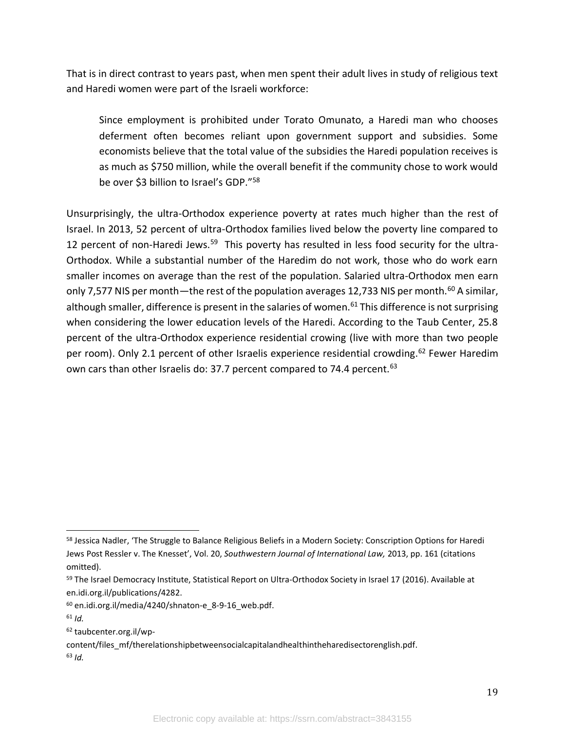That is in direct contrast to years past, when men spent their adult lives in study of religious text and Haredi women were part of the Israeli workforce:

> Since employment is prohibited under Torato Omunato, a Haredi man who chooses deferment often becomes reliant upon government support and subsidies. Some economists believe that the total value of the subsidies the Haredi population receives is as much as $750 million, while the overall benefit if the community chose to work would be over $3 billion to Israel's GDP."[58]

Unsurprisingly, the ultra-Orthodox experience poverty at rates much higher than the rest of Israel. In 2013, 52 percent of ultra-Orthodox families lived below the poverty line compared to 12 percent of non-Haredi Jews.[59] This poverty has resulted in less food security for the ultra-Orthodox. While a substantial number of the Haredim do not work, those who do work earn smaller incomes on average than the rest of the population. Salaried ultra-Orthodox men earn only 7,577 NIS per month—the rest of the population averages 12,733 NIS per month.[60] A similar, although smaller, difference is present in the salaries of women.[61] This difference is not surprising when considering the lower education levels of the Haredi. According to the Taub Center, 25.8 percent of the ultra-Orthodox experience residential crowing (live with more than two people per room). Only 2.1 percent of other Israelis experience residential crowding.[62] Fewer Haredim own cars than other Israelis do: 37.7 percent compared to 74.4 percent.[63]

---

[58] Jessica Nadler, 'The Struggle to Balance Religious Beliefs in a Modern Society: Conscription Options for Haredi Jews Post Ressler v. The Knesset', Vol. 20, *Southwestern Journal of International Law,* 2013, pp. 161 (citations omitted).

[59] The Israel Democracy Institute, Statistical Report on Ultra-Orthodox Society in Israel 17 (2016). Available at en.idi.org.il/publications/4282.

[60] en.idi.org.il/media/4240/shnaton-e_8-9-16_web.pdf.

[61] *Id.*

[62] taubcenter.org.il/wp-content/files_mf/therelationshipbetweensocialcapitalandhealthintheharedisectorenglish.pdf.

[63] *Id.*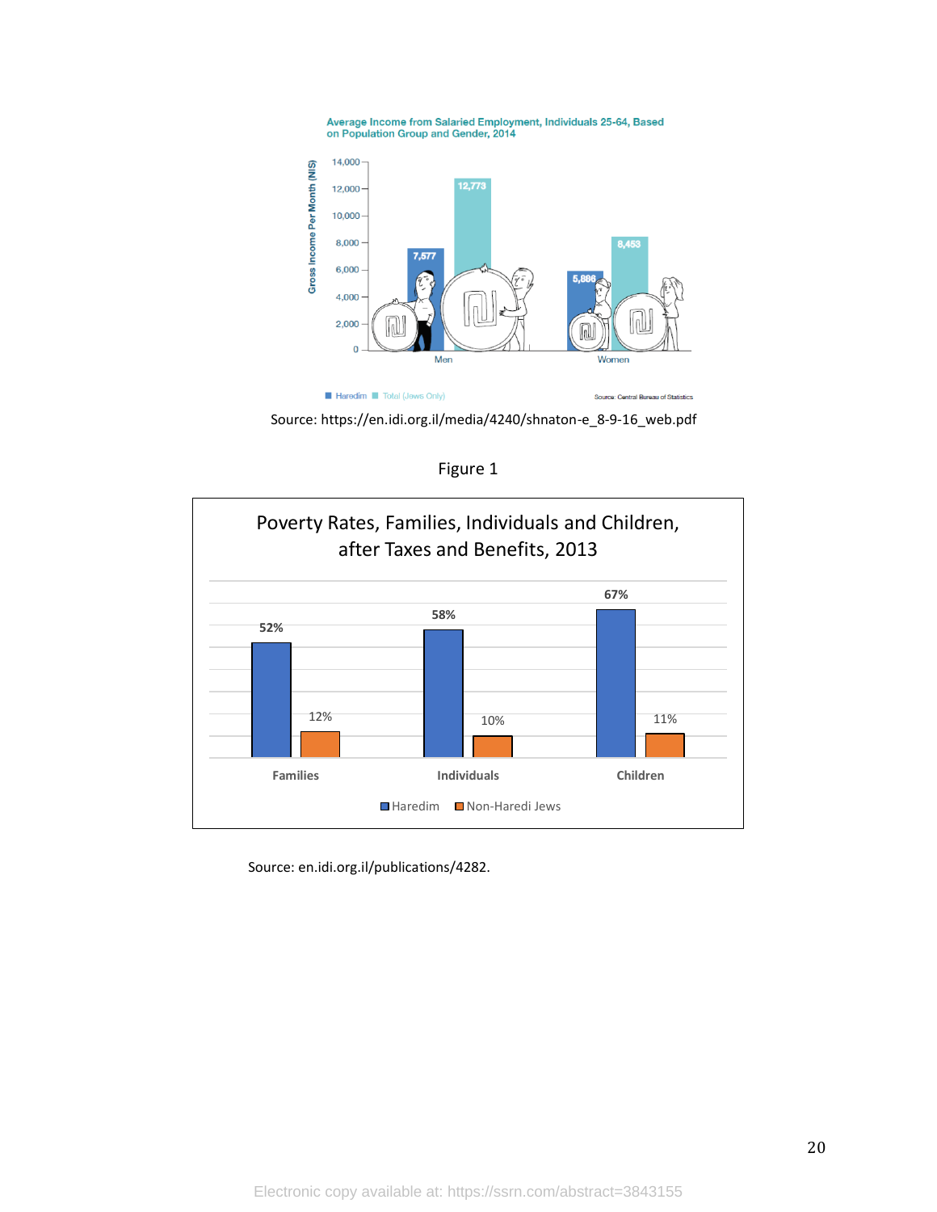**Average Income from Salaried Employment, Individuals 25-64, Based on Population Group and Gender, 2014**

| | Haredim | Total (Jews Only) |
|---|---|---|
| Men | 7,577 | 12,773 |
| Women | 5,886 | 8,453 |

Gross Income Per Month (NIS)

Source: Central Bureau of Statistics

Source: https://en.idi.org.il/media/4240/shnaton-e_8-9-16_web.pdf

Figure 1

**Poverty Rates, Families, Individuals and Children, after Taxes and Benefits, 2013**

| | Haredim | Non-Haredi Jews |
|---|---|---|
| Families | 52% | 12% |
| Individuals | 58% | 10% |
| Children | 67% | 11% |

Source: en.idi.org.il/publications/4282.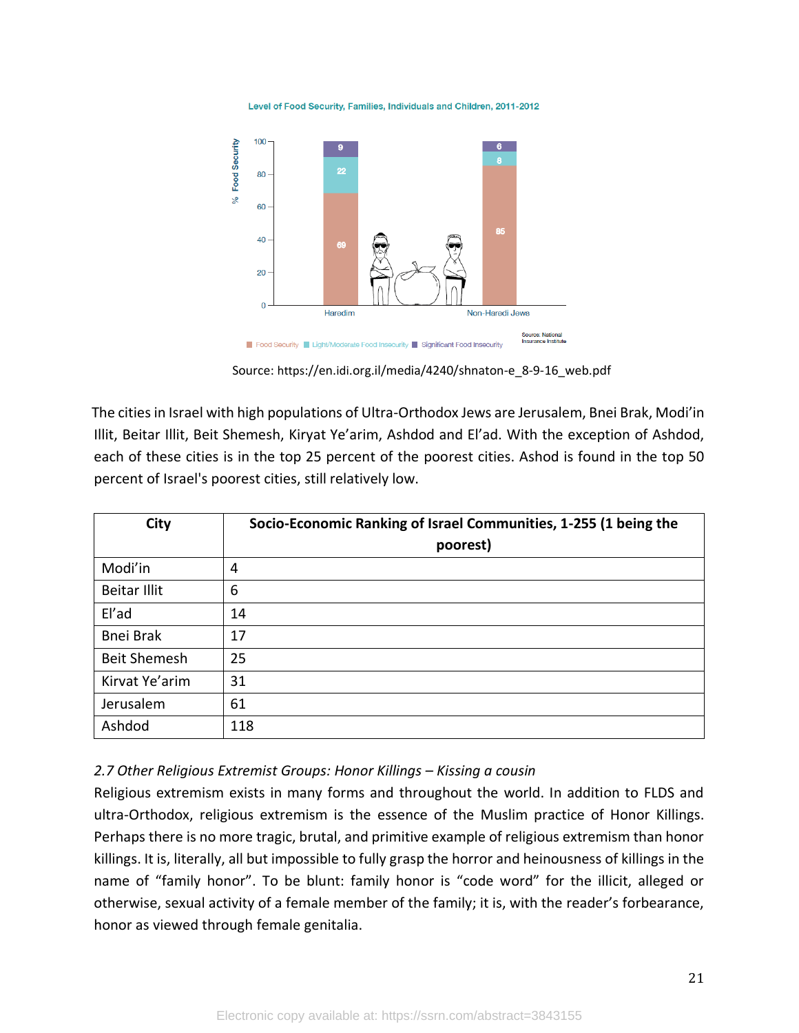Level of Food Security, Families, Individuals and Children, 2011-2012

| | Food Security | Light/Moderate Food Insecurity | Significant Food Insecurity |
|---|---|---|---|
| Haredim | 69 | 22 | 9 |
| Non-Haredi Jews | 85 | 8 | 6 |

Source: National Insurance Institute

Source: https://en.idi.org.il/media/4240/shnaton-e_8-9-16_web.pdf

The cities in Israel with high populations of Ultra-Orthodox Jews are Jerusalem, Bnei Brak, Modi'in Illit, Beitar Illit, Beit Shemesh, Kiryat Ye'arim, Ashdod and El'ad. With the exception of Ashdod, each of these cities is in the top 25 percent of the poorest cities. Ashod is found in the top 50 percent of Israel's poorest cities, still relatively low.

| City | Socio-Economic Ranking of Israel Communities, 1-255 (1 being the poorest) |
|---|---|
| Modi'in | 4 |
| Beitar Illit | 6 |
| El'ad | 14 |
| Bnei Brak | 17 |
| Beit Shemesh | 25 |
| Kirvat Ye'arim | 31 |
| Jerusalem | 61 |
| Ashdod | 118 |

*2.7 Other Religious Extremist Groups: Honor Killings – Kissing a cousin*

Religious extremism exists in many forms and throughout the world. In addition to FLDS and ultra-Orthodox, religious extremism is the essence of the Muslim practice of Honor Killings. Perhaps there is no more tragic, brutal, and primitive example of religious extremism than honor killings. It is, literally, all but impossible to fully grasp the horror and heinousness of killings in the name of "family honor". To be blunt: family honor is "code word" for the illicit, alleged or otherwise, sexual activity of a female member of the family; it is, with the reader's forbearance, honor as viewed through female genitalia.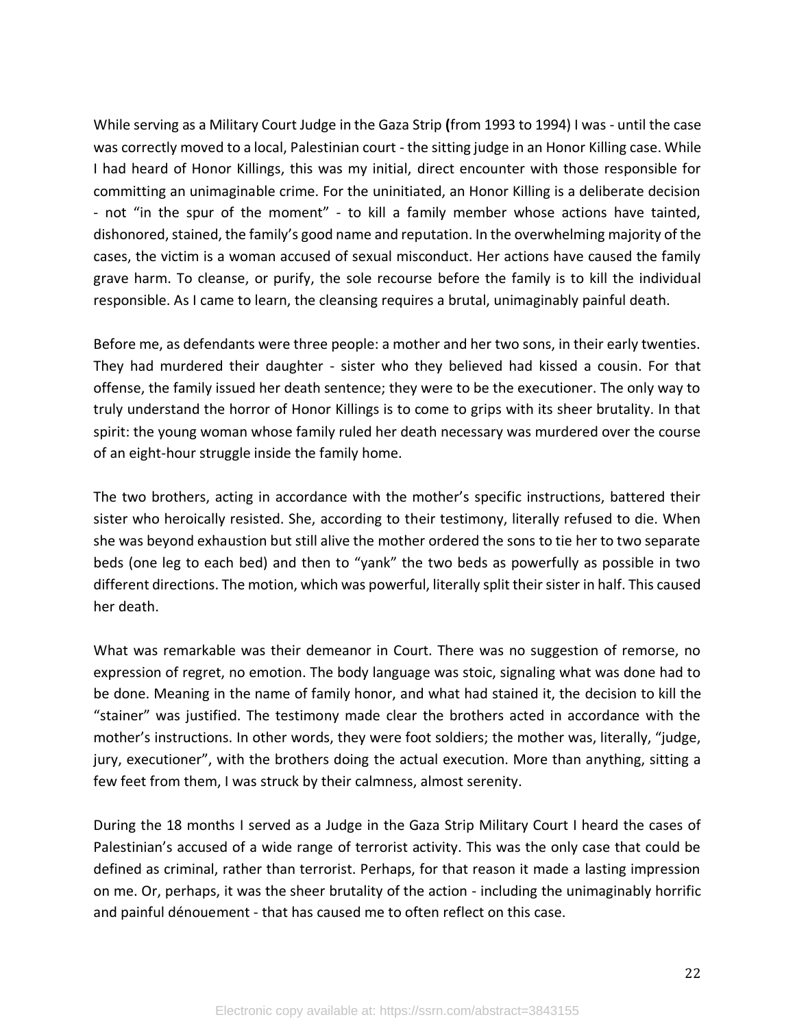While serving as a Military Court Judge in the Gaza Strip **(**from 1993 to 1994) I was - until the case was correctly moved to a local, Palestinian court - the sitting judge in an Honor Killing case. While I had heard of Honor Killings, this was my initial, direct encounter with those responsible for committing an unimaginable crime. For the uninitiated, an Honor Killing is a deliberate decision - not "in the spur of the moment" - to kill a family member whose actions have tainted, dishonored, stained, the family's good name and reputation. In the overwhelming majority of the cases, the victim is a woman accused of sexual misconduct. Her actions have caused the family grave harm. To cleanse, or purify, the sole recourse before the family is to kill the individual responsible. As I came to learn, the cleansing requires a brutal, unimaginably painful death.

Before me, as defendants were three people: a mother and her two sons, in their early twenties. They had murdered their daughter - sister who they believed had kissed a cousin. For that offense, the family issued her death sentence; they were to be the executioner. The only way to truly understand the horror of Honor Killings is to come to grips with its sheer brutality. In that spirit: the young woman whose family ruled her death necessary was murdered over the course of an eight-hour struggle inside the family home.

The two brothers, acting in accordance with the mother's specific instructions, battered their sister who heroically resisted. She, according to their testimony, literally refused to die. When she was beyond exhaustion but still alive the mother ordered the sons to tie her to two separate beds (one leg to each bed) and then to "yank" the two beds as powerfully as possible in two different directions. The motion, which was powerful, literally split their sister in half. This caused her death.

What was remarkable was their demeanor in Court. There was no suggestion of remorse, no expression of regret, no emotion. The body language was stoic, signaling what was done had to be done. Meaning in the name of family honor, and what had stained it, the decision to kill the "stainer" was justified. The testimony made clear the brothers acted in accordance with the mother's instructions. In other words, they were foot soldiers; the mother was, literally, "judge, jury, executioner", with the brothers doing the actual execution. More than anything, sitting a few feet from them, I was struck by their calmness, almost serenity.

During the 18 months I served as a Judge in the Gaza Strip Military Court I heard the cases of Palestinian's accused of a wide range of terrorist activity. This was the only case that could be defined as criminal, rather than terrorist. Perhaps, for that reason it made a lasting impression on me. Or, perhaps, it was the sheer brutality of the action - including the unimaginably horrific and painful dénouement - that has caused me to often reflect on this case.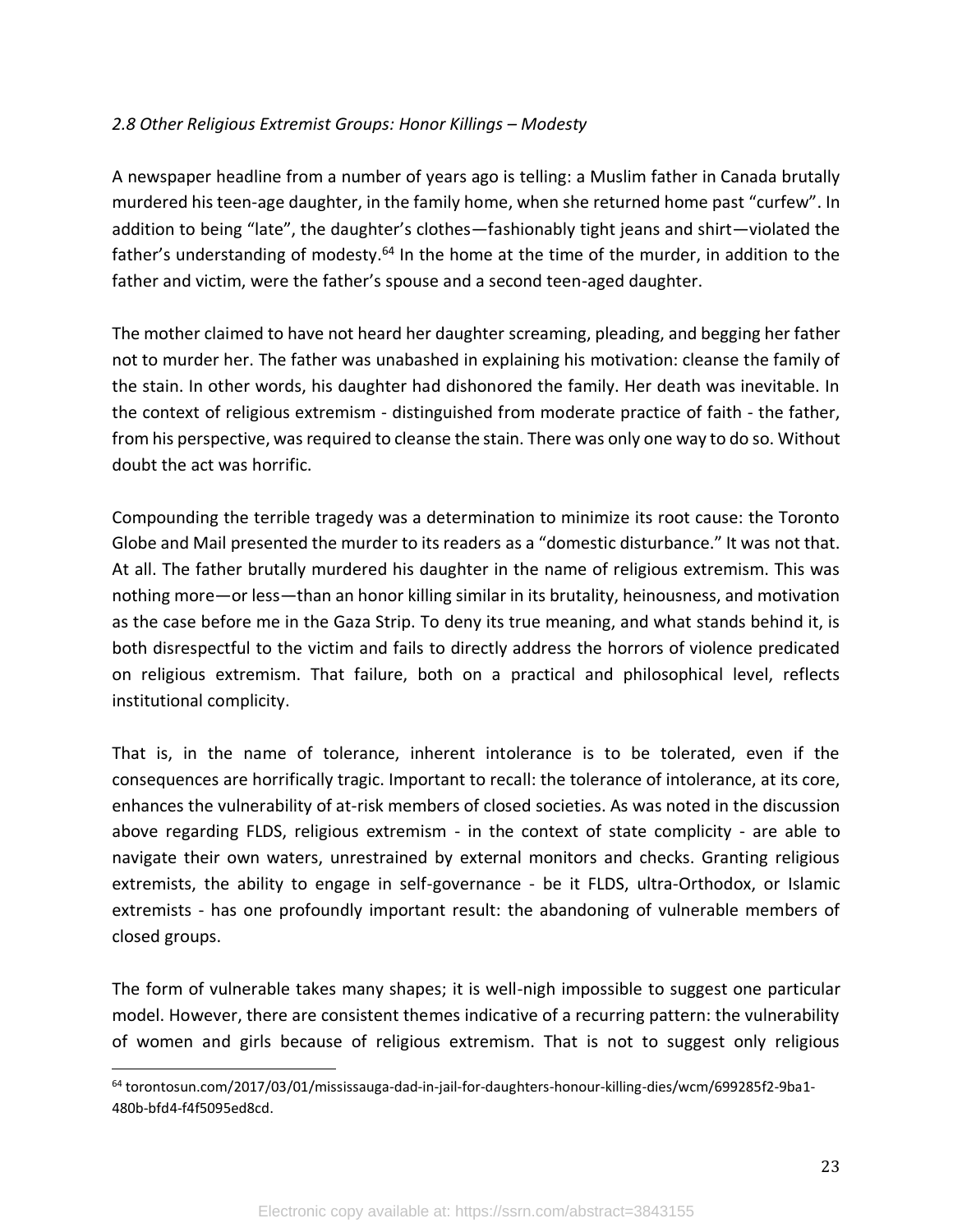*2.8 Other Religious Extremist Groups: Honor Killings – Modesty*

A newspaper headline from a number of years ago is telling: a Muslim father in Canada brutally murdered his teen-age daughter, in the family home, when she returned home past "curfew". In addition to being "late", the daughter's clothes—fashionably tight jeans and shirt—violated the father's understanding of modesty.[64] In the home at the time of the murder, in addition to the father and victim, were the father's spouse and a second teen-aged daughter.

The mother claimed to have not heard her daughter screaming, pleading, and begging her father not to murder her. The father was unabashed in explaining his motivation: cleanse the family of the stain. In other words, his daughter had dishonored the family. Her death was inevitable. In the context of religious extremism - distinguished from moderate practice of faith - the father, from his perspective, was required to cleanse the stain. There was only one way to do so. Without doubt the act was horrific.

Compounding the terrible tragedy was a determination to minimize its root cause: the Toronto Globe and Mail presented the murder to its readers as a "domestic disturbance." It was not that. At all. The father brutally murdered his daughter in the name of religious extremism. This was nothing more—or less—than an honor killing similar in its brutality, heinousness, and motivation as the case before me in the Gaza Strip. To deny its true meaning, and what stands behind it, is both disrespectful to the victim and fails to directly address the horrors of violence predicated on religious extremism. That failure, both on a practical and philosophical level, reflects institutional complicity.

That is, in the name of tolerance, inherent intolerance is to be tolerated, even if the consequences are horrifically tragic. Important to recall: the tolerance of intolerance, at its core, enhances the vulnerability of at-risk members of closed societies. As was noted in the discussion above regarding FLDS, religious extremism - in the context of state complicity - are able to navigate their own waters, unrestrained by external monitors and checks. Granting religious extremists, the ability to engage in self-governance - be it FLDS, ultra-Orthodox, or Islamic extremists - has one profoundly important result: the abandoning of vulnerable members of closed groups.

The form of vulnerable takes many shapes; it is well-nigh impossible to suggest one particular model. However, there are consistent themes indicative of a recurring pattern: the vulnerability of women and girls because of religious extremism. That is not to suggest only religious

[64] torontosun.com/2017/03/01/mississauga-dad-in-jail-for-daughters-honour-killing-dies/wcm/699285f2-9ba1-480b-bfd4-f4f5095ed8cd.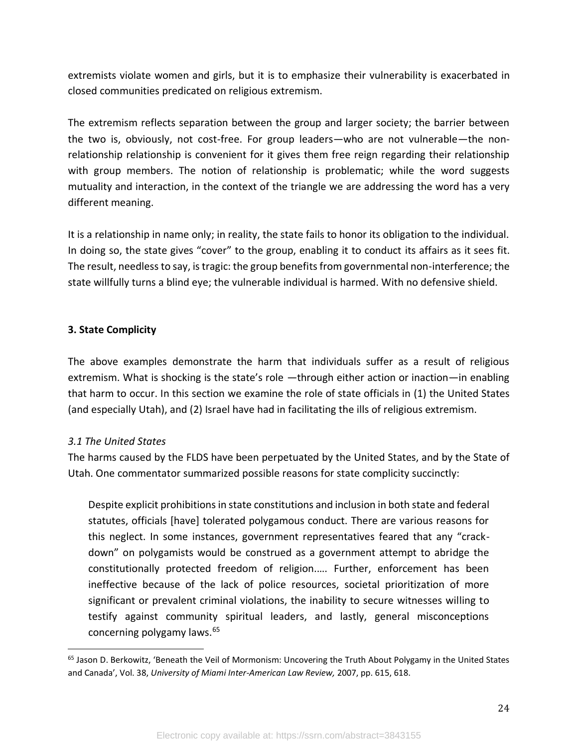extremists violate women and girls, but it is to emphasize their vulnerability is exacerbated in closed communities predicated on religious extremism.

The extremism reflects separation between the group and larger society; the barrier between the two is, obviously, not cost-free. For group leaders—who are not vulnerable—the non-relationship relationship is convenient for it gives them free reign regarding their relationship with group members. The notion of relationship is problematic; while the word suggests mutuality and interaction, in the context of the triangle we are addressing the word has a very different meaning.

It is a relationship in name only; in reality, the state fails to honor its obligation to the individual. In doing so, the state gives "cover" to the group, enabling it to conduct its affairs as it sees fit. The result, needless to say, is tragic: the group benefits from governmental non-interference; the state willfully turns a blind eye; the vulnerable individual is harmed. With no defensive shield.

### 3. State Complicity

The above examples demonstrate the harm that individuals suffer as a result of religious extremism. What is shocking is the state's role —through either action or inaction—in enabling that harm to occur. In this section we examine the role of state officials in (1) the United States (and especially Utah), and (2) Israel have had in facilitating the ills of religious extremism.

#### *3.1 The United States*

The harms caused by the FLDS have been perpetuated by the United States, and by the State of Utah. One commentator summarized possible reasons for state complicity succinctly:

> Despite explicit prohibitions in state constitutions and inclusion in both state and federal statutes, officials [have] tolerated polygamous conduct. There are various reasons for this neglect. In some instances, government representatives feared that any "crack-down" on polygamists would be construed as a government attempt to abridge the constitutionally protected freedom of religion..... Further, enforcement has been ineffective because of the lack of police resources, societal prioritization of more significant or prevalent criminal violations, the inability to secure witnesses willing to testify against community spiritual leaders, and lastly, general misconceptions concerning polygamy laws.[65]

[65] Jason D. Berkowitz, 'Beneath the Veil of Mormonism: Uncovering the Truth About Polygamy in the United States and Canada', Vol. 38, *University of Miami Inter-American Law Review,* 2007, pp. 615, 618.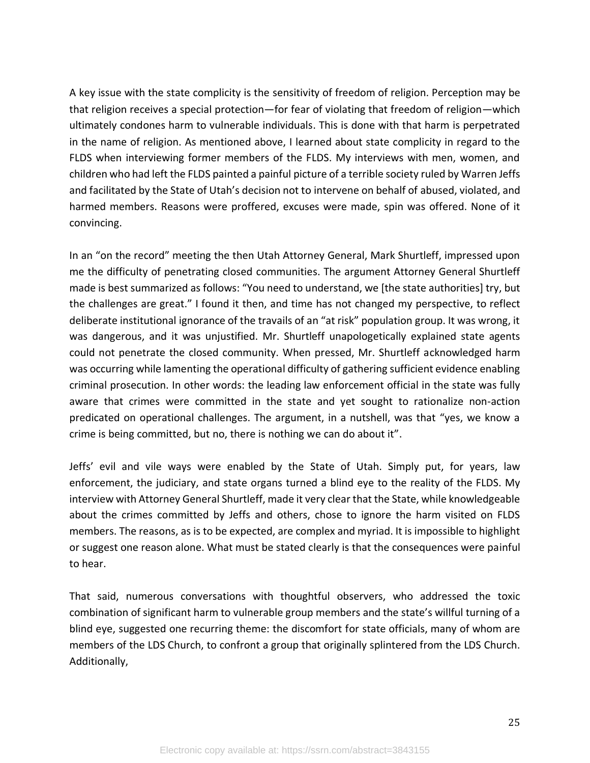A key issue with the state complicity is the sensitivity of freedom of religion. Perception may be that religion receives a special protection—for fear of violating that freedom of religion—which ultimately condones harm to vulnerable individuals. This is done with that harm is perpetrated in the name of religion. As mentioned above, I learned about state complicity in regard to the FLDS when interviewing former members of the FLDS. My interviews with men, women, and children who had left the FLDS painted a painful picture of a terrible society ruled by Warren Jeffs and facilitated by the State of Utah's decision not to intervene on behalf of abused, violated, and harmed members. Reasons were proffered, excuses were made, spin was offered. None of it convincing.

In an "on the record" meeting the then Utah Attorney General, Mark Shurtleff, impressed upon me the difficulty of penetrating closed communities. The argument Attorney General Shurtleff made is best summarized as follows: "You need to understand, we [the state authorities] try, but the challenges are great." I found it then, and time has not changed my perspective, to reflect deliberate institutional ignorance of the travails of an "at risk" population group. It was wrong, it was dangerous, and it was unjustified. Mr. Shurtleff unapologetically explained state agents could not penetrate the closed community. When pressed, Mr. Shurtleff acknowledged harm was occurring while lamenting the operational difficulty of gathering sufficient evidence enabling criminal prosecution. In other words: the leading law enforcement official in the state was fully aware that crimes were committed in the state and yet sought to rationalize non-action predicated on operational challenges. The argument, in a nutshell, was that "yes, we know a crime is being committed, but no, there is nothing we can do about it".

Jeffs' evil and vile ways were enabled by the State of Utah. Simply put, for years, law enforcement, the judiciary, and state organs turned a blind eye to the reality of the FLDS. My interview with Attorney General Shurtleff, made it very clear that the State, while knowledgeable about the crimes committed by Jeffs and others, chose to ignore the harm visited on FLDS members. The reasons, as is to be expected, are complex and myriad. It is impossible to highlight or suggest one reason alone. What must be stated clearly is that the consequences were painful to hear.

That said, numerous conversations with thoughtful observers, who addressed the toxic combination of significant harm to vulnerable group members and the state's willful turning of a blind eye, suggested one recurring theme: the discomfort for state officials, many of whom are members of the LDS Church, to confront a group that originally splintered from the LDS Church. Additionally,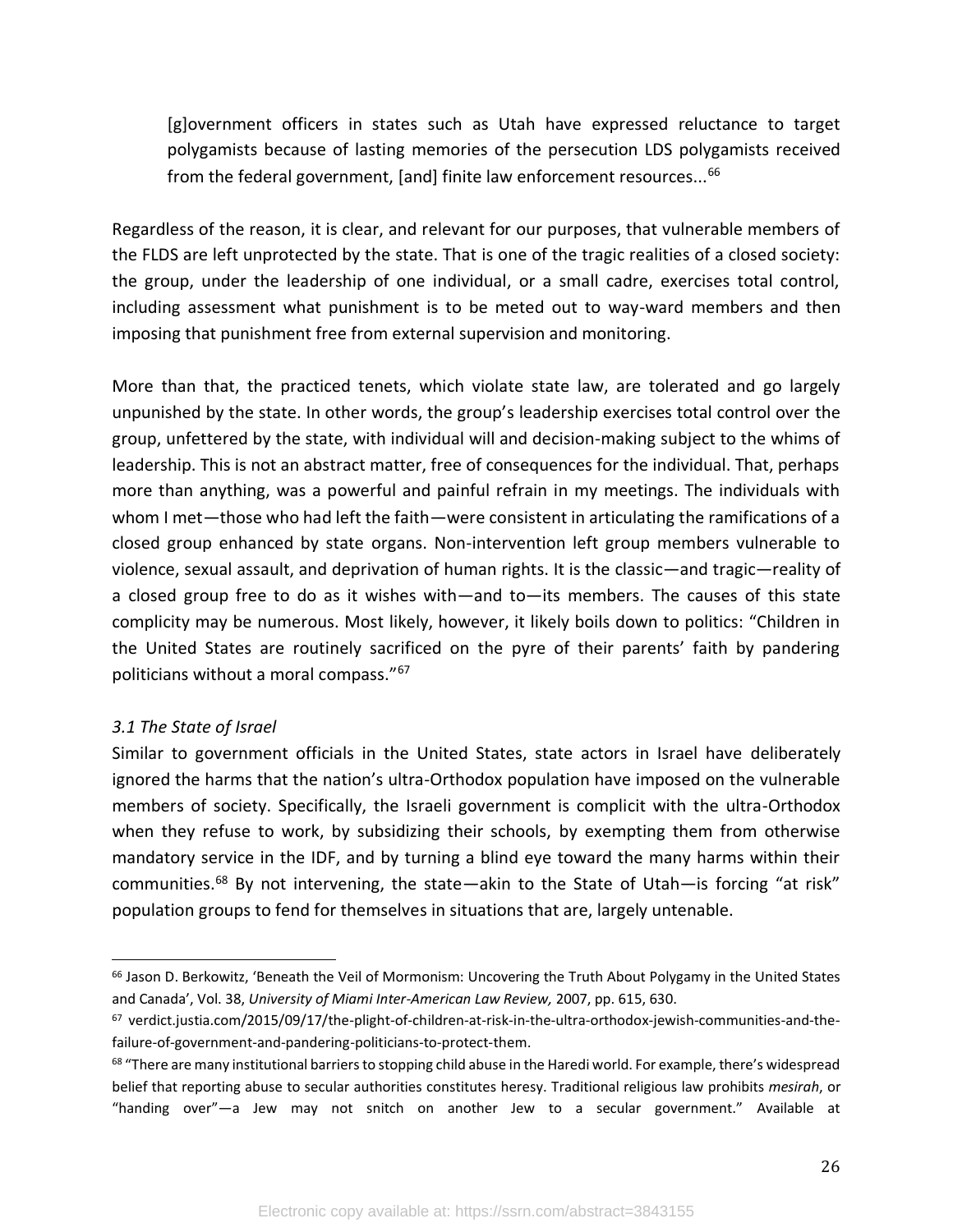> [g]overnment officers in states such as Utah have expressed reluctance to target polygamists because of lasting memories of the persecution LDS polygamists received from the federal government, [and] finite law enforcement resources...[66]

Regardless of the reason, it is clear, and relevant for our purposes, that vulnerable members of the FLDS are left unprotected by the state. That is one of the tragic realities of a closed society: the group, under the leadership of one individual, or a small cadre, exercises total control, including assessment what punishment is to be meted out to way-ward members and then imposing that punishment free from external supervision and monitoring.

More than that, the practiced tenets, which violate state law, are tolerated and go largely unpunished by the state. In other words, the group's leadership exercises total control over the group, unfettered by the state, with individual will and decision-making subject to the whims of leadership. This is not an abstract matter, free of consequences for the individual. That, perhaps more than anything, was a powerful and painful refrain in my meetings. The individuals with whom I met—those who had left the faith—were consistent in articulating the ramifications of a closed group enhanced by state organs. Non-intervention left group members vulnerable to violence, sexual assault, and deprivation of human rights. It is the classic—and tragic—reality of a closed group free to do as it wishes with—and to—its members. The causes of this state complicity may be numerous. Most likely, however, it likely boils down to politics: "Children in the United States are routinely sacrificed on the pyre of their parents' faith by pandering politicians without a moral compass."[67]

### *3.1 The State of Israel*

Similar to government officials in the United States, state actors in Israel have deliberately ignored the harms that the nation's ultra-Orthodox population have imposed on the vulnerable members of society. Specifically, the Israeli government is complicit with the ultra-Orthodox when they refuse to work, by subsidizing their schools, by exempting them from otherwise mandatory service in the IDF, and by turning a blind eye toward the many harms within their communities.[68] By not intervening, the state—akin to the State of Utah—is forcing "at risk" population groups to fend for themselves in situations that are, largely untenable.

---

[66] Jason D. Berkowitz, 'Beneath the Veil of Mormonism: Uncovering the Truth About Polygamy in the United States and Canada', Vol. 38, *University of Miami Inter-American Law Review,* 2007, pp. 615, 630.

[67] verdict.justia.com/2015/09/17/the-plight-of-children-at-risk-in-the-ultra-orthodox-jewish-communities-and-the-failure-of-government-and-pandering-politicians-to-protect-them.

[68] "There are many institutional barriers to stopping child abuse in the Haredi world. For example, there's widespread belief that reporting abuse to secular authorities constitutes heresy. Traditional religious law prohibits *mesirah*, or "handing over"—a Jew may not snitch on another Jew to a secular government." Available at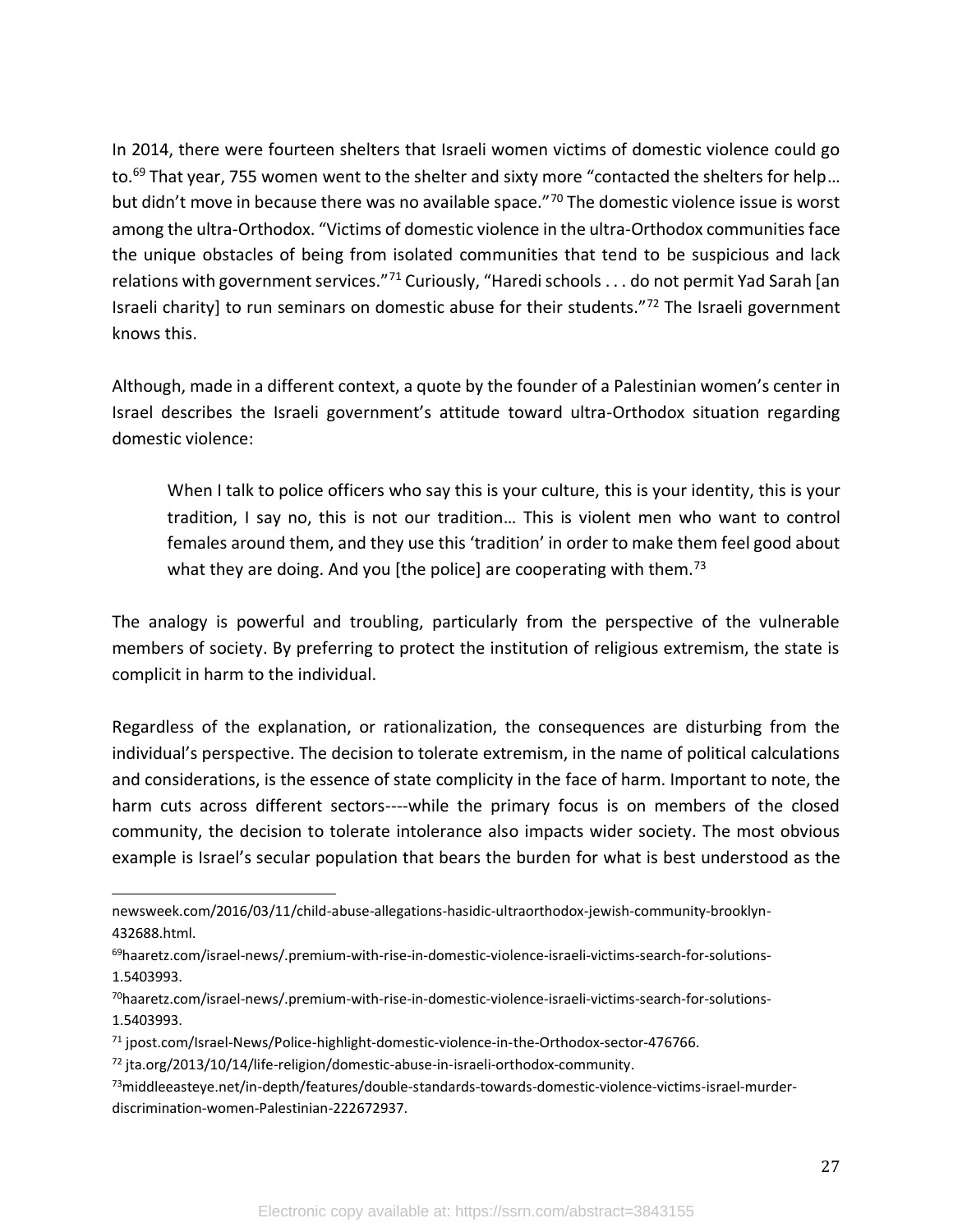In 2014, there were fourteen shelters that Israeli women victims of domestic violence could go to.[69] That year, 755 women went to the shelter and sixty more "contacted the shelters for help… but didn't move in because there was no available space."[70] The domestic violence issue is worst among the ultra-Orthodox. "Victims of domestic violence in the ultra-Orthodox communities face the unique obstacles of being from isolated communities that tend to be suspicious and lack relations with government services."[71] Curiously, "Haredi schools . . . do not permit Yad Sarah [an Israeli charity] to run seminars on domestic abuse for their students."[72] The Israeli government knows this.

Although, made in a different context, a quote by the founder of a Palestinian women's center in Israel describes the Israeli government's attitude toward ultra-Orthodox situation regarding domestic violence:

> When I talk to police officers who say this is your culture, this is your identity, this is your tradition, I say no, this is not our tradition… This is violent men who want to control females around them, and they use this 'tradition' in order to make them feel good about what they are doing. And you [the police] are cooperating with them.[73]

The analogy is powerful and troubling, particularly from the perspective of the vulnerable members of society. By preferring to protect the institution of religious extremism, the state is complicit in harm to the individual.

Regardless of the explanation, or rationalization, the consequences are disturbing from the individual's perspective. The decision to tolerate extremism, in the name of political calculations and considerations, is the essence of state complicity in the face of harm. Important to note, the harm cuts across different sectors----while the primary focus is on members of the closed community, the decision to tolerate intolerance also impacts wider society. The most obvious example is Israel's secular population that bears the burden for what is best understood as the

---

newsweek.com/2016/03/11/child-abuse-allegations-hasidic-ultraorthodox-jewish-community-brooklyn-432688.html.

[69] haaretz.com/israel-news/.premium-with-rise-in-domestic-violence-israeli-victims-search-for-solutions-1.5403993.

[70] haaretz.com/israel-news/.premium-with-rise-in-domestic-violence-israeli-victims-search-for-solutions-1.5403993.

[71] jpost.com/Israel-News/Police-highlight-domestic-violence-in-the-Orthodox-sector-476766.

[72] jta.org/2013/10/14/life-religion/domestic-abuse-in-israeli-orthodox-community.

[73] middleeasteye.net/in-depth/features/double-standards-towards-domestic-violence-victims-israel-murder-discrimination-women-Palestinian-222672937.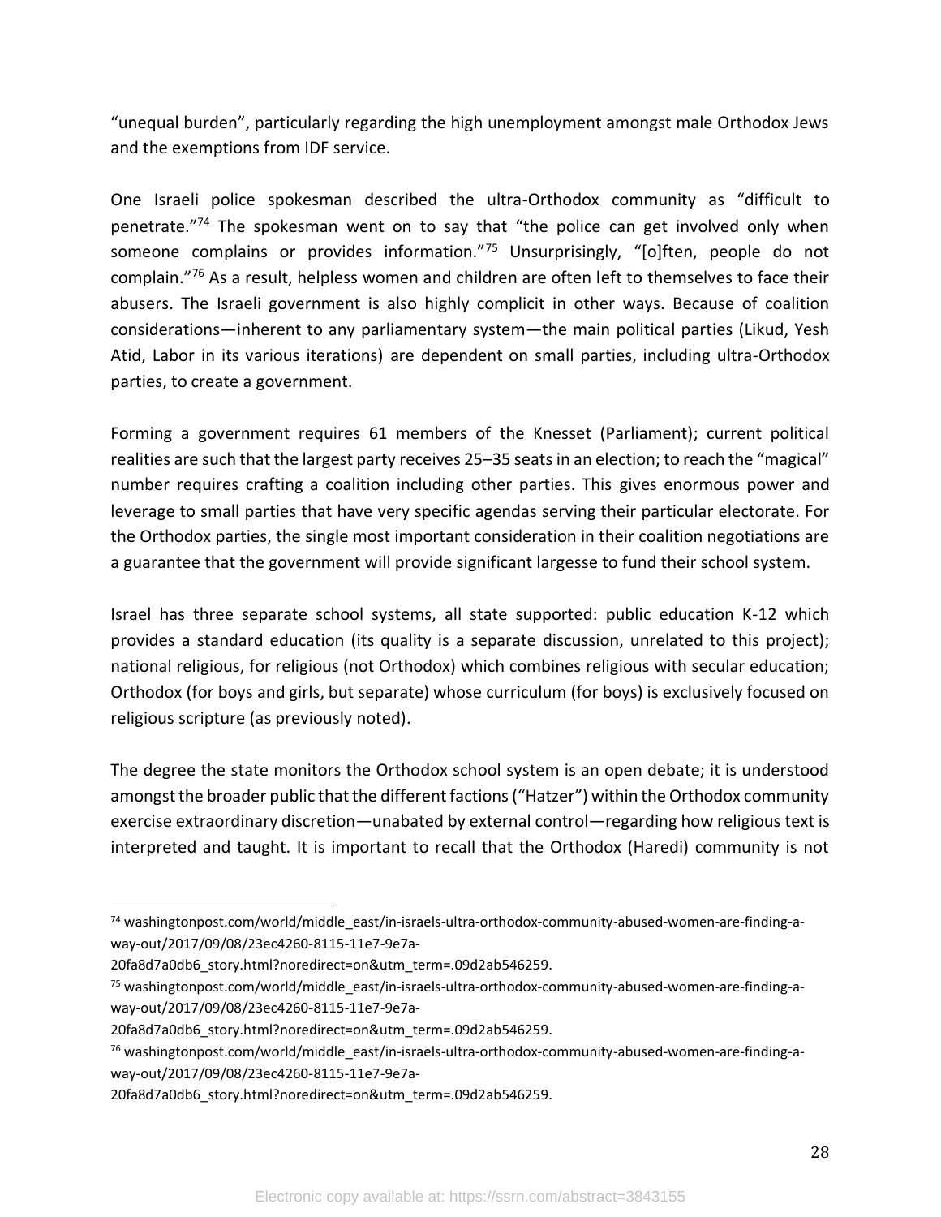“unequal burden”, particularly regarding the high unemployment amongst male Orthodox Jews and the exemptions from IDF service.

One Israeli police spokesman described the ultra-Orthodox community as “difficult to penetrate.”[74] The spokesman went on to say that “the police can get involved only when someone complains or provides information.”[75] Unsurprisingly, “[o]ften, people do not complain.”[76] As a result, helpless women and children are often left to themselves to face their abusers. The Israeli government is also highly complicit in other ways. Because of coalition considerations—inherent to any parliamentary system—the main political parties (Likud, Yesh Atid, Labor in its various iterations) are dependent on small parties, including ultra-Orthodox parties, to create a government.

Forming a government requires 61 members of the Knesset (Parliament); current political realities are such that the largest party receives 25–35 seats in an election; to reach the “magical” number requires crafting a coalition including other parties. This gives enormous power and leverage to small parties that have very specific agendas serving their particular electorate. For the Orthodox parties, the single most important consideration in their coalition negotiations are a guarantee that the government will provide significant largesse to fund their school system.

Israel has three separate school systems, all state supported: public education K-12 which provides a standard education (its quality is a separate discussion, unrelated to this project); national religious, for religious (not Orthodox) which combines religious with secular education; Orthodox (for boys and girls, but separate) whose curriculum (for boys) is exclusively focused on religious scripture (as previously noted).

The degree the state monitors the Orthodox school system is an open debate; it is understood amongst the broader public that the different factions (“Hatzer”) within the Orthodox community exercise extraordinary discretion—unabated by external control—regarding how religious text is interpreted and taught. It is important to recall that the Orthodox (Haredi) community is not

---

[74] washingtonpost.com/world/middle_east/in-israels-ultra-orthodox-community-abused-women-are-finding-a-way-out/2017/09/08/23ec4260-8115-11e7-9e7a-20fa8d7a0db6_story.html?noredirect=on&utm_term=.09d2ab546259.

[75] washingtonpost.com/world/middle_east/in-israels-ultra-orthodox-community-abused-women-are-finding-a-way-out/2017/09/08/23ec4260-8115-11e7-9e7a-20fa8d7a0db6_story.html?noredirect=on&utm_term=.09d2ab546259.

[76] washingtonpost.com/world/middle_east/in-israels-ultra-orthodox-community-abused-women-are-finding-a-way-out/2017/09/08/23ec4260-8115-11e7-9e7a-20fa8d7a0db6_story.html?noredirect=on&utm_term=.09d2ab546259.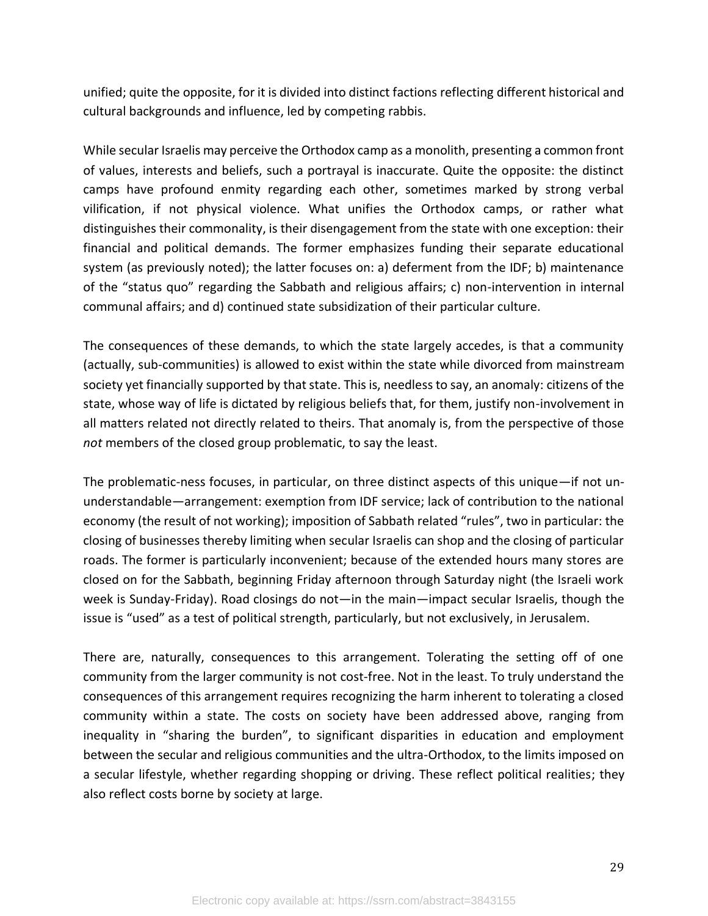unified; quite the opposite, for it is divided into distinct factions reflecting different historical and cultural backgrounds and influence, led by competing rabbis.

While secular Israelis may perceive the Orthodox camp as a monolith, presenting a common front of values, interests and beliefs, such a portrayal is inaccurate. Quite the opposite: the distinct camps have profound enmity regarding each other, sometimes marked by strong verbal vilification, if not physical violence. What unifies the Orthodox camps, or rather what distinguishes their commonality, is their disengagement from the state with one exception: their financial and political demands. The former emphasizes funding their separate educational system (as previously noted); the latter focuses on: a) deferment from the IDF; b) maintenance of the "status quo" regarding the Sabbath and religious affairs; c) non-intervention in internal communal affairs; and d) continued state subsidization of their particular culture.

The consequences of these demands, to which the state largely accedes, is that a community (actually, sub-communities) is allowed to exist within the state while divorced from mainstream society yet financially supported by that state. This is, needless to say, an anomaly: citizens of the state, whose way of life is dictated by religious beliefs that, for them, justify non-involvement in all matters related not directly related to theirs. That anomaly is, from the perspective of those *not* members of the closed group problematic, to say the least.

The problematic-ness focuses, in particular, on three distinct aspects of this unique—if not un-understandable—arrangement: exemption from IDF service; lack of contribution to the national economy (the result of not working); imposition of Sabbath related "rules", two in particular: the closing of businesses thereby limiting when secular Israelis can shop and the closing of particular roads. The former is particularly inconvenient; because of the extended hours many stores are closed on for the Sabbath, beginning Friday afternoon through Saturday night (the Israeli work week is Sunday-Friday). Road closings do not—in the main—impact secular Israelis, though the issue is "used" as a test of political strength, particularly, but not exclusively, in Jerusalem.

There are, naturally, consequences to this arrangement. Tolerating the setting off of one community from the larger community is not cost-free. Not in the least. To truly understand the consequences of this arrangement requires recognizing the harm inherent to tolerating a closed community within a state. The costs on society have been addressed above, ranging from inequality in "sharing the burden", to significant disparities in education and employment between the secular and religious communities and the ultra-Orthodox, to the limits imposed on a secular lifestyle, whether regarding shopping or driving. These reflect political realities; they also reflect costs borne by society at large.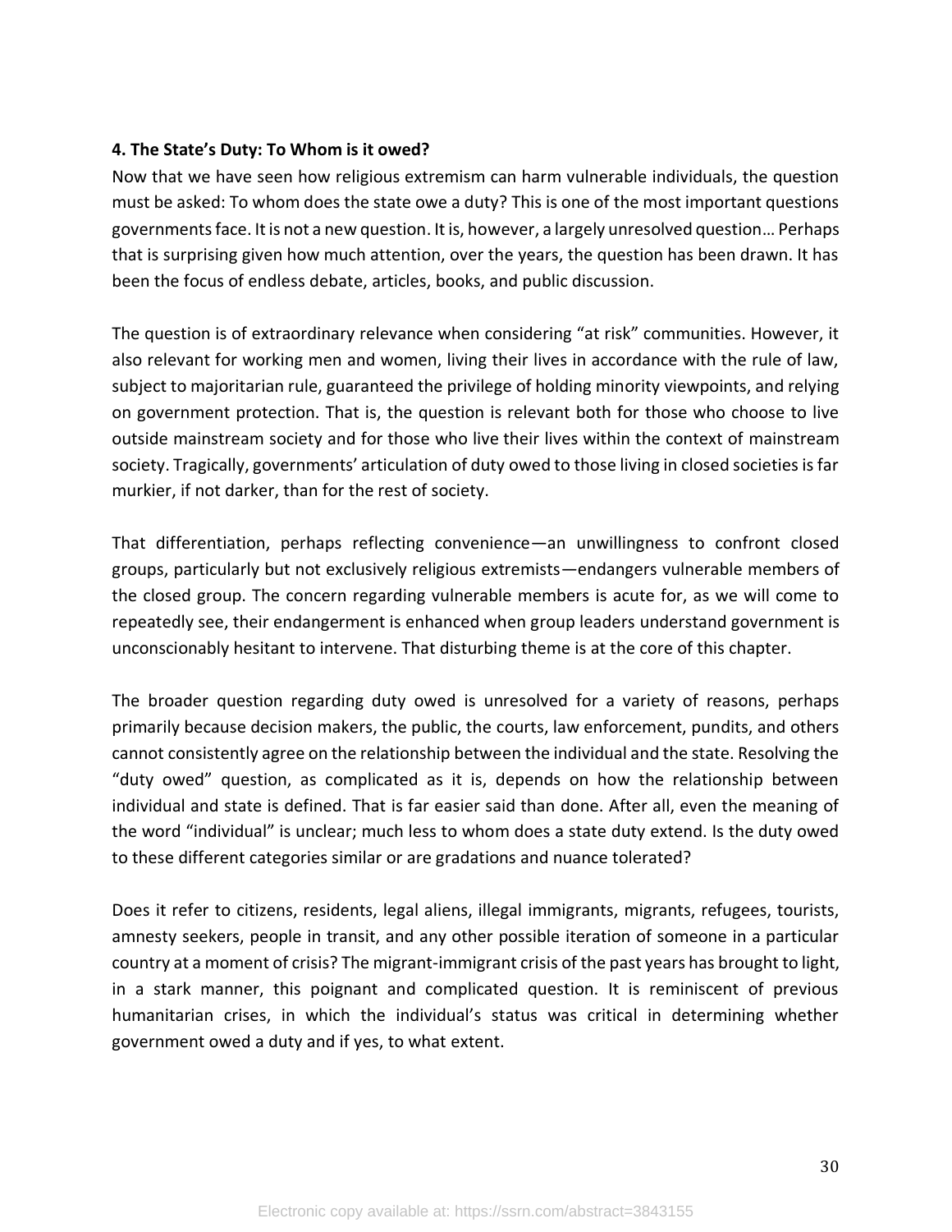### 4. The State's Duty: To Whom is it owed?

Now that we have seen how religious extremism can harm vulnerable individuals, the question must be asked: To whom does the state owe a duty? This is one of the most important questions governments face. It is not a new question. It is, however, a largely unresolved question… Perhaps that is surprising given how much attention, over the years, the question has been drawn. It has been the focus of endless debate, articles, books, and public discussion.

The question is of extraordinary relevance when considering "at risk" communities. However, it also relevant for working men and women, living their lives in accordance with the rule of law, subject to majoritarian rule, guaranteed the privilege of holding minority viewpoints, and relying on government protection. That is, the question is relevant both for those who choose to live outside mainstream society and for those who live their lives within the context of mainstream society. Tragically, governments' articulation of duty owed to those living in closed societies is far murkier, if not darker, than for the rest of society.

That differentiation, perhaps reflecting convenience—an unwillingness to confront closed groups, particularly but not exclusively religious extremists—endangers vulnerable members of the closed group. The concern regarding vulnerable members is acute for, as we will come to repeatedly see, their endangerment is enhanced when group leaders understand government is unconscionably hesitant to intervene. That disturbing theme is at the core of this chapter.

The broader question regarding duty owed is unresolved for a variety of reasons, perhaps primarily because decision makers, the public, the courts, law enforcement, pundits, and others cannot consistently agree on the relationship between the individual and the state. Resolving the "duty owed" question, as complicated as it is, depends on how the relationship between individual and state is defined. That is far easier said than done. After all, even the meaning of the word "individual" is unclear; much less to whom does a state duty extend. Is the duty owed to these different categories similar or are gradations and nuance tolerated?

Does it refer to citizens, residents, legal aliens, illegal immigrants, migrants, refugees, tourists, amnesty seekers, people in transit, and any other possible iteration of someone in a particular country at a moment of crisis? The migrant-immigrant crisis of the past years has brought to light, in a stark manner, this poignant and complicated question. It is reminiscent of previous humanitarian crises, in which the individual's status was critical in determining whether government owed a duty and if yes, to what extent.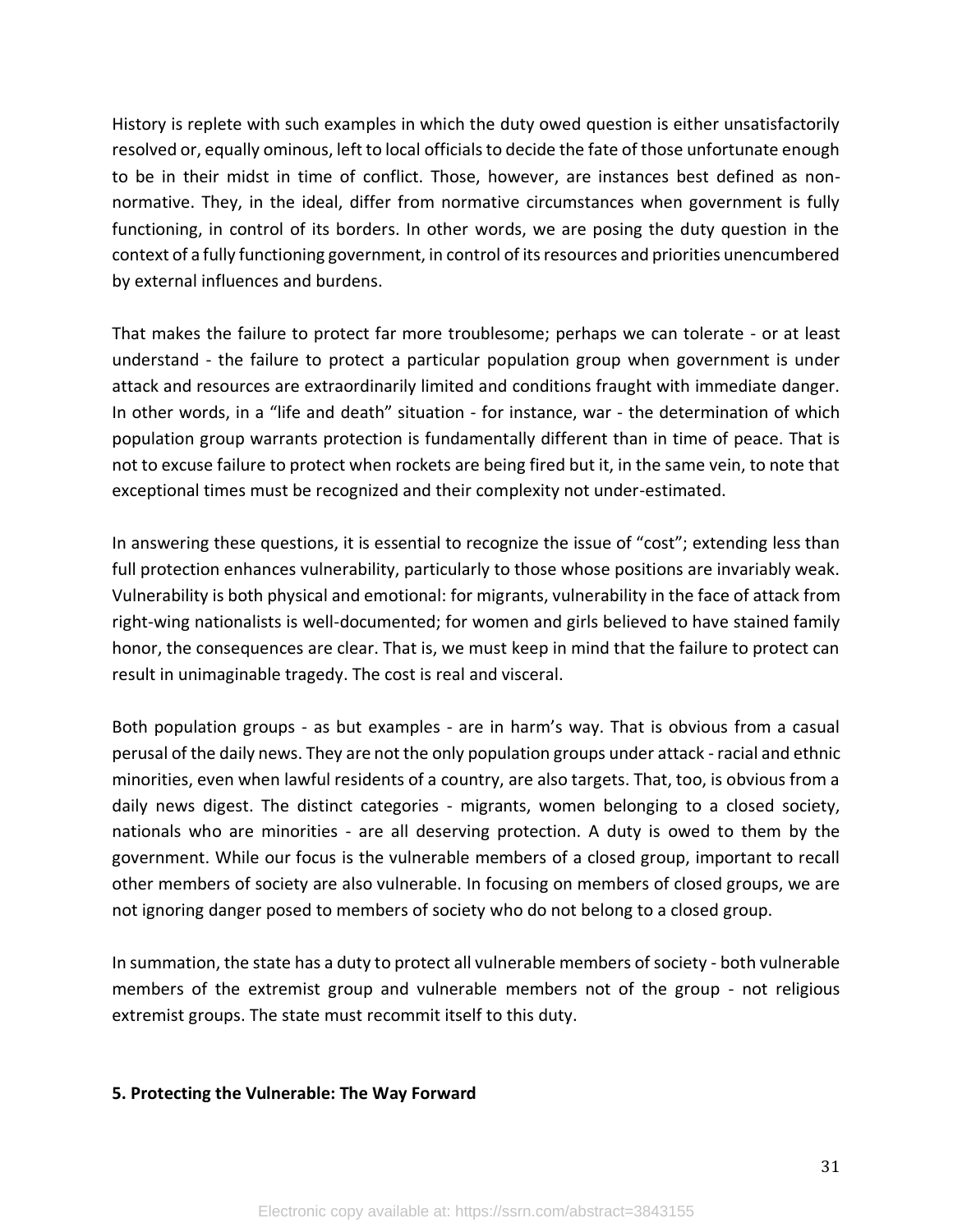History is replete with such examples in which the duty owed question is either unsatisfactorily resolved or, equally ominous, left to local officials to decide the fate of those unfortunate enough to be in their midst in time of conflict. Those, however, are instances best defined as non-normative. They, in the ideal, differ from normative circumstances when government is fully functioning, in control of its borders. In other words, we are posing the duty question in the context of a fully functioning government, in control of its resources and priorities unencumbered by external influences and burdens.

That makes the failure to protect far more troublesome; perhaps we can tolerate - or at least understand - the failure to protect a particular population group when government is under attack and resources are extraordinarily limited and conditions fraught with immediate danger. In other words, in a "life and death" situation - for instance, war - the determination of which population group warrants protection is fundamentally different than in time of peace. That is not to excuse failure to protect when rockets are being fired but it, in the same vein, to note that exceptional times must be recognized and their complexity not under-estimated.

In answering these questions, it is essential to recognize the issue of "cost"; extending less than full protection enhances vulnerability, particularly to those whose positions are invariably weak. Vulnerability is both physical and emotional: for migrants, vulnerability in the face of attack from right-wing nationalists is well-documented; for women and girls believed to have stained family honor, the consequences are clear. That is, we must keep in mind that the failure to protect can result in unimaginable tragedy. The cost is real and visceral.

Both population groups - as but examples - are in harm's way. That is obvious from a casual perusal of the daily news. They are not the only population groups under attack - racial and ethnic minorities, even when lawful residents of a country, are also targets. That, too, is obvious from a daily news digest. The distinct categories - migrants, women belonging to a closed society, nationals who are minorities - are all deserving protection. A duty is owed to them by the government. While our focus is the vulnerable members of a closed group, important to recall other members of society are also vulnerable. In focusing on members of closed groups, we are not ignoring danger posed to members of society who do not belong to a closed group.

In summation, the state has a duty to protect all vulnerable members of society - both vulnerable members of the extremist group and vulnerable members not of the group - not religious extremist groups. The state must recommit itself to this duty.

## 5. Protecting the Vulnerable: The Way Forward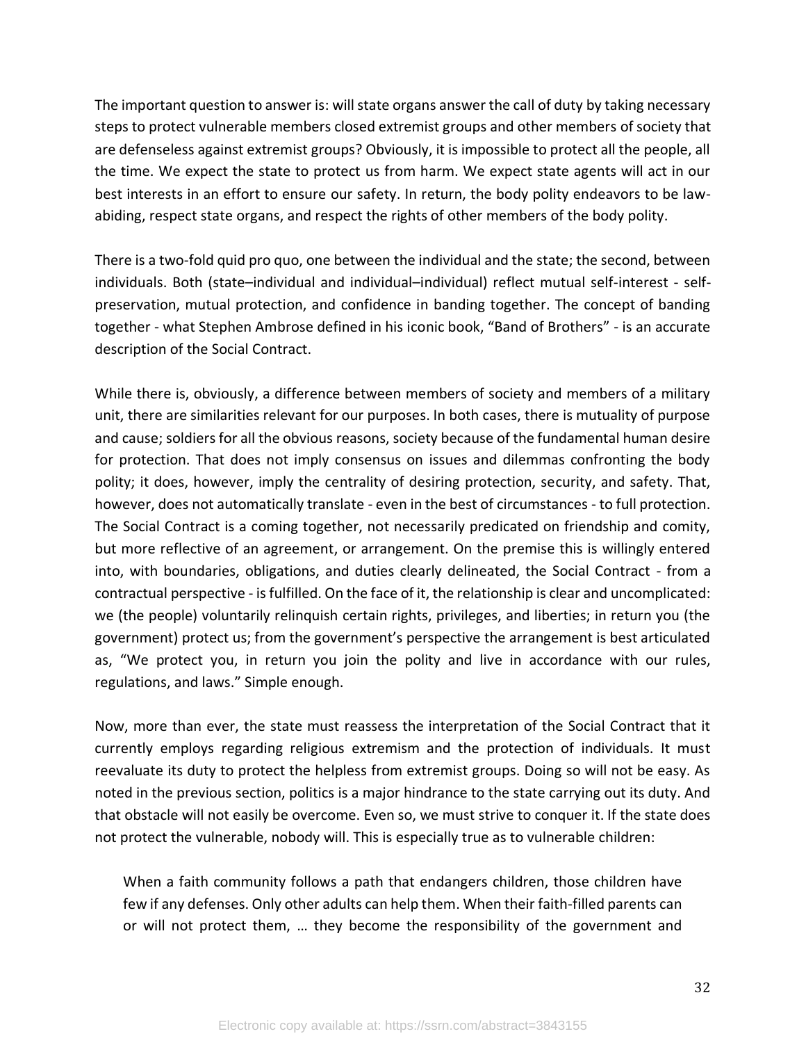The important question to answer is: will state organs answer the call of duty by taking necessary steps to protect vulnerable members closed extremist groups and other members of society that are defenseless against extremist groups? Obviously, it is impossible to protect all the people, all the time. We expect the state to protect us from harm. We expect state agents will act in our best interests in an effort to ensure our safety. In return, the body polity endeavors to be law-abiding, respect state organs, and respect the rights of other members of the body polity.

There is a two-fold quid pro quo, one between the individual and the state; the second, between individuals. Both (state–individual and individual–individual) reflect mutual self-interest - self-preservation, mutual protection, and confidence in banding together. The concept of banding together - what Stephen Ambrose defined in his iconic book, "Band of Brothers" - is an accurate description of the Social Contract.

While there is, obviously, a difference between members of society and members of a military unit, there are similarities relevant for our purposes. In both cases, there is mutuality of purpose and cause; soldiers for all the obvious reasons, society because of the fundamental human desire for protection. That does not imply consensus on issues and dilemmas confronting the body polity; it does, however, imply the centrality of desiring protection, security, and safety. That, however, does not automatically translate - even in the best of circumstances - to full protection. The Social Contract is a coming together, not necessarily predicated on friendship and comity, but more reflective of an agreement, or arrangement. On the premise this is willingly entered into, with boundaries, obligations, and duties clearly delineated, the Social Contract - from a contractual perspective - is fulfilled. On the face of it, the relationship is clear and uncomplicated: we (the people) voluntarily relinquish certain rights, privileges, and liberties; in return you (the government) protect us; from the government's perspective the arrangement is best articulated as, "We protect you, in return you join the polity and live in accordance with our rules, regulations, and laws." Simple enough.

Now, more than ever, the state must reassess the interpretation of the Social Contract that it currently employs regarding religious extremism and the protection of individuals. It must reevaluate its duty to protect the helpless from extremist groups. Doing so will not be easy. As noted in the previous section, politics is a major hindrance to the state carrying out its duty. And that obstacle will not easily be overcome. Even so, we must strive to conquer it. If the state does not protect the vulnerable, nobody will. This is especially true as to vulnerable children:

> When a faith community follows a path that endangers children, those children have few if any defenses. Only other adults can help them. When their faith-filled parents can or will not protect them, … they become the responsibility of the government and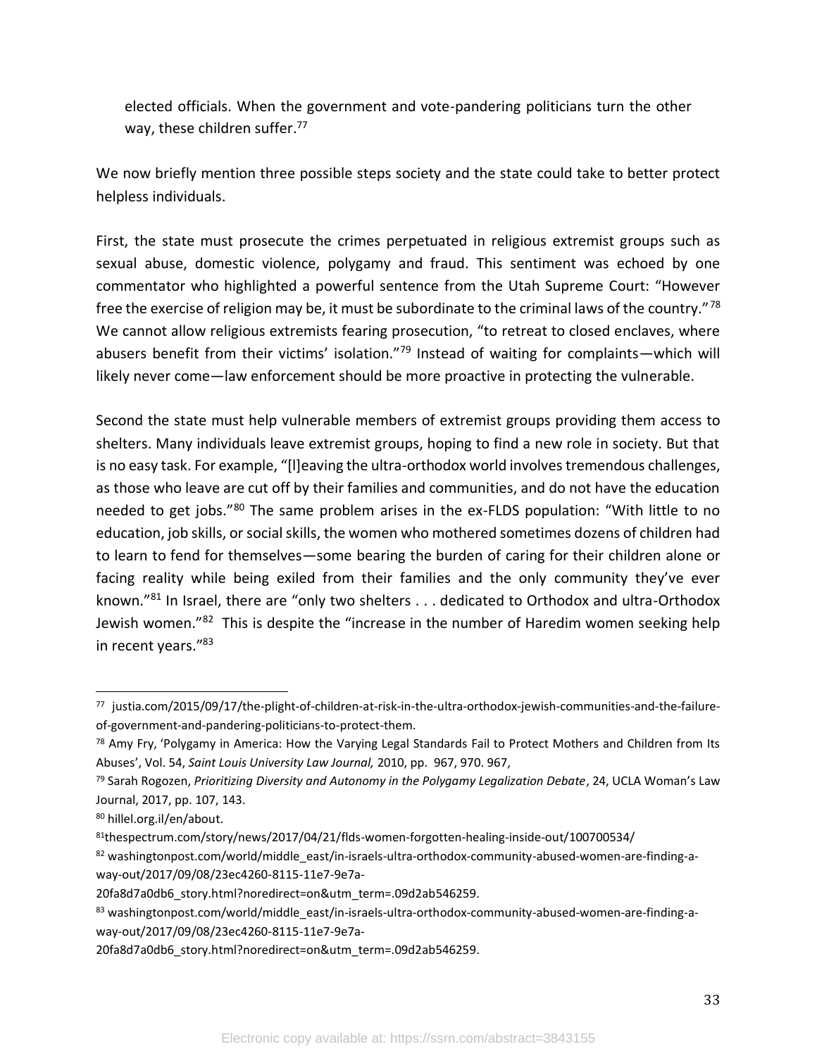elected officials. When the government and vote-pandering politicians turn the other way, these children suffer.[77]

We now briefly mention three possible steps society and the state could take to better protect helpless individuals.

First, the state must prosecute the crimes perpetuated in religious extremist groups such as sexual abuse, domestic violence, polygamy and fraud. This sentiment was echoed by one commentator who highlighted a powerful sentence from the Utah Supreme Court: "However free the exercise of religion may be, it must be subordinate to the criminal laws of the country."[78] We cannot allow religious extremists fearing prosecution, "to retreat to closed enclaves, where abusers benefit from their victims' isolation."[79] Instead of waiting for complaints—which will likely never come—law enforcement should be more proactive in protecting the vulnerable.

Second the state must help vulnerable members of extremist groups providing them access to shelters. Many individuals leave extremist groups, hoping to find a new role in society. But that is no easy task. For example, "[l]eaving the ultra-orthodox world involves tremendous challenges, as those who leave are cut off by their families and communities, and do not have the education needed to get jobs."[80] The same problem arises in the ex-FLDS population: "With little to no education, job skills, or social skills, the women who mothered sometimes dozens of children had to learn to fend for themselves—some bearing the burden of caring for their children alone or facing reality while being exiled from their families and the only community they've ever known."[81] In Israel, there are "only two shelters . . . dedicated to Orthodox and ultra-Orthodox Jewish women."[82] This is despite the "increase in the number of Haredim women seeking help in recent years."[83]

---

[77] justia.com/2015/09/17/the-plight-of-children-at-risk-in-the-ultra-orthodox-jewish-communities-and-the-failure-of-government-and-pandering-politicians-to-protect-them.

[78] Amy Fry, 'Polygamy in America: How the Varying Legal Standards Fail to Protect Mothers and Children from Its Abuses', Vol. 54, *Saint Louis University Law Journal,* 2010, pp. 967, 970. 967,

[79] Sarah Rogozen, *Prioritizing Diversity and Autonomy in the Polygamy Legalization Debate*, 24, UCLA Woman's Law Journal, 2017, pp. 107, 143.

[80] hillel.org.il/en/about.

[81] thespectrum.com/story/news/2017/04/21/flds-women-forgotten-healing-inside-out/100700534/

[82] washingtonpost.com/world/middle_east/in-israels-ultra-orthodox-community-abused-women-are-finding-a-way-out/2017/09/08/23ec4260-8115-11e7-9e7a-20fa8d7a0db6_story.html?noredirect=on&utm_term=.09d2ab546259.

[83] washingtonpost.com/world/middle_east/in-israels-ultra-orthodox-community-abused-women-are-finding-a-way-out/2017/09/08/23ec4260-8115-11e7-9e7a-20fa8d7a0db6_story.html?noredirect=on&utm_term=.09d2ab546259.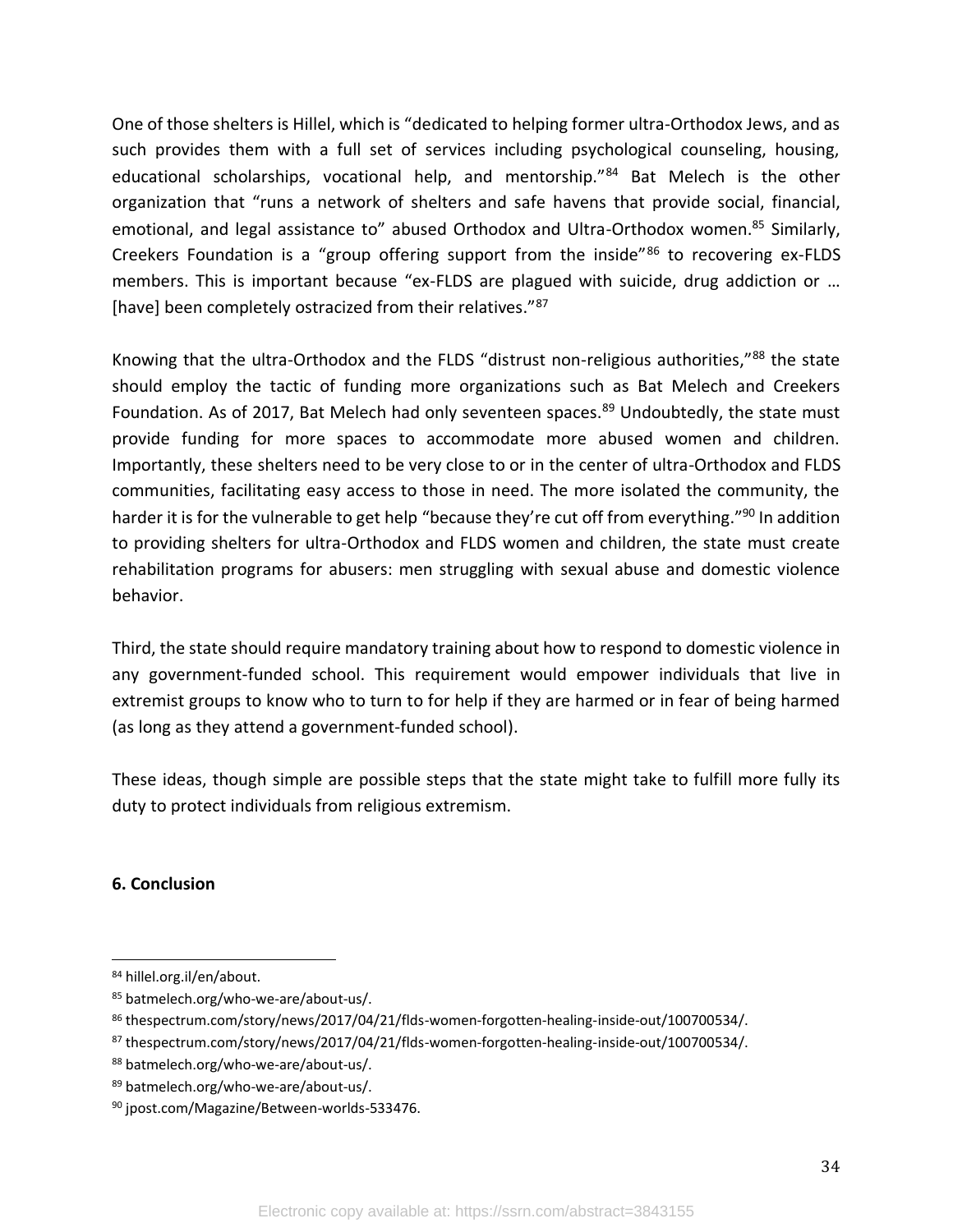One of those shelters is Hillel, which is "dedicated to helping former ultra-Orthodox Jews, and as such provides them with a full set of services including psychological counseling, housing, educational scholarships, vocational help, and mentorship."[84] Bat Melech is the other organization that "runs a network of shelters and safe havens that provide social, financial, emotional, and legal assistance to" abused Orthodox and Ultra-Orthodox women.[85] Similarly, Creekers Foundation is a "group offering support from the inside"[86] to recovering ex-FLDS members. This is important because "ex-FLDS are plagued with suicide, drug addiction or … [have] been completely ostracized from their relatives."[87]

Knowing that the ultra-Orthodox and the FLDS "distrust non-religious authorities,"[88] the state should employ the tactic of funding more organizations such as Bat Melech and Creekers Foundation. As of 2017, Bat Melech had only seventeen spaces.[89] Undoubtedly, the state must provide funding for more spaces to accommodate more abused women and children. Importantly, these shelters need to be very close to or in the center of ultra-Orthodox and FLDS communities, facilitating easy access to those in need. The more isolated the community, the harder it is for the vulnerable to get help "because they're cut off from everything."[90] In addition to providing shelters for ultra-Orthodox and FLDS women and children, the state must create rehabilitation programs for abusers: men struggling with sexual abuse and domestic violence behavior.

Third, the state should require mandatory training about how to respond to domestic violence in any government-funded school. This requirement would empower individuals that live in extremist groups to know who to turn to for help if they are harmed or in fear of being harmed (as long as they attend a government-funded school).

These ideas, though simple are possible steps that the state might take to fulfill more fully its duty to protect individuals from religious extremism.

**6. Conclusion**

---

[84] hillel.org.il/en/about.

[85] batmelech.org/who-we-are/about-us/.

[86] thespectrum.com/story/news/2017/04/21/flds-women-forgotten-healing-inside-out/100700534/.

[87] thespectrum.com/story/news/2017/04/21/flds-women-forgotten-healing-inside-out/100700534/.

[88] batmelech.org/who-we-are/about-us/.

[89] batmelech.org/who-we-are/about-us/.

[90] jpost.com/Magazine/Between-worlds-533476.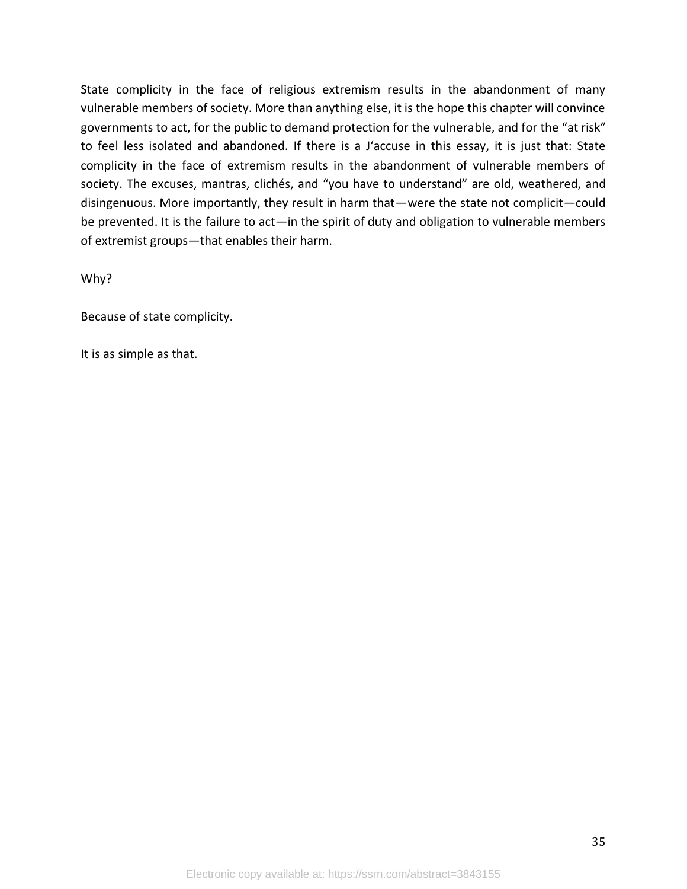State complicity in the face of religious extremism results in the abandonment of many vulnerable members of society. More than anything else, it is the hope this chapter will convince governments to act, for the public to demand protection for the vulnerable, and for the "at risk" to feel less isolated and abandoned. If there is a J'accuse in this essay, it is just that: State complicity in the face of extremism results in the abandonment of vulnerable members of society. The excuses, mantras, clichés, and "you have to understand" are old, weathered, and disingenuous. More importantly, they result in harm that—were the state not complicit—could be prevented. It is the failure to act—in the spirit of duty and obligation to vulnerable members of extremist groups—that enables their harm.

Why?

Because of state complicity.

It is as simple as that.